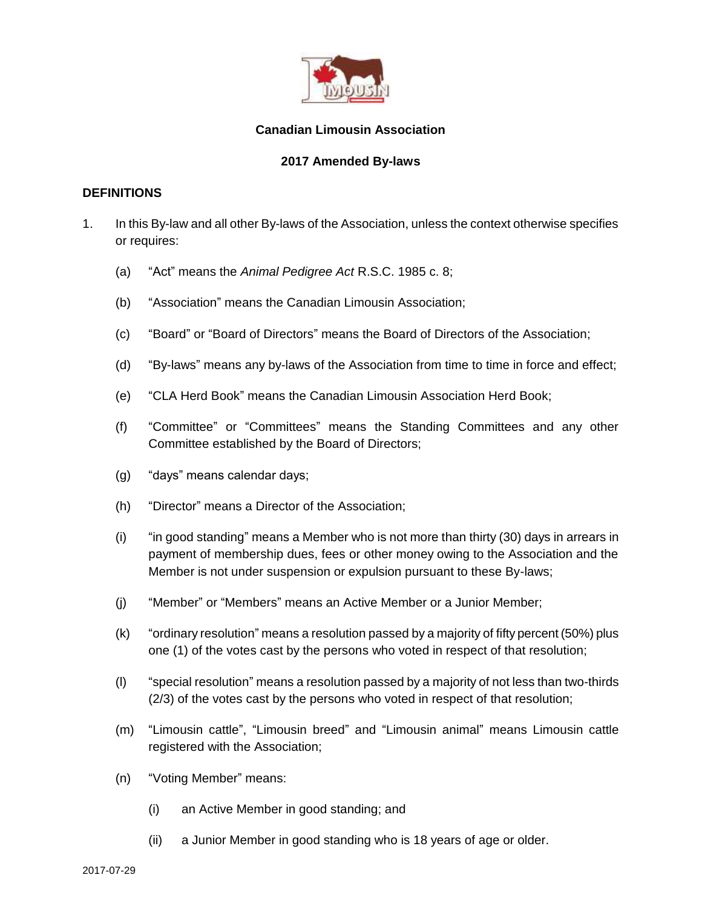**Canadian Limousin Association**

**2017 Amended By-laws**

## DEFINITIONS

1. In this By-law and all other By-laws of the Association, unless the context otherwise specifies or requires:

   (a) "Act" means the *Animal Pedigree Act* R.S.C. 1985 c. 8;

   (b) "Association" means the Canadian Limousin Association;

   (c) "Board" or "Board of Directors" means the Board of Directors of the Association;

   (d) "By-laws" means any by-laws of the Association from time to time in force and effect;

   (e) "CLA Herd Book" means the Canadian Limousin Association Herd Book;

   (f) "Committee" or "Committees" means the Standing Committees and any other Committee established by the Board of Directors;

   (g) "days" means calendar days;

   (h) "Director" means a Director of the Association;

   (i) "in good standing" means a Member who is not more than thirty (30) days in arrears in payment of membership dues, fees or other money owing to the Association and the Member is not under suspension or expulsion pursuant to these By-laws;

   (j) "Member" or "Members" means an Active Member or a Junior Member;

   (k) "ordinary resolution" means a resolution passed by a majority of fifty percent (50%) plus one (1) of the votes cast by the persons who voted in respect of that resolution;

   (l) "special resolution" means a resolution passed by a majority of not less than two-thirds (2/3) of the votes cast by the persons who voted in respect of that resolution;

   (m) "Limousin cattle", "Limousin breed" and "Limousin animal" means Limousin cattle registered with the Association;

   (n) "Voting Member" means:

      (i) an Active Member in good standing; and

      (ii) a Junior Member in good standing who is 18 years of age or older.

2017-07-29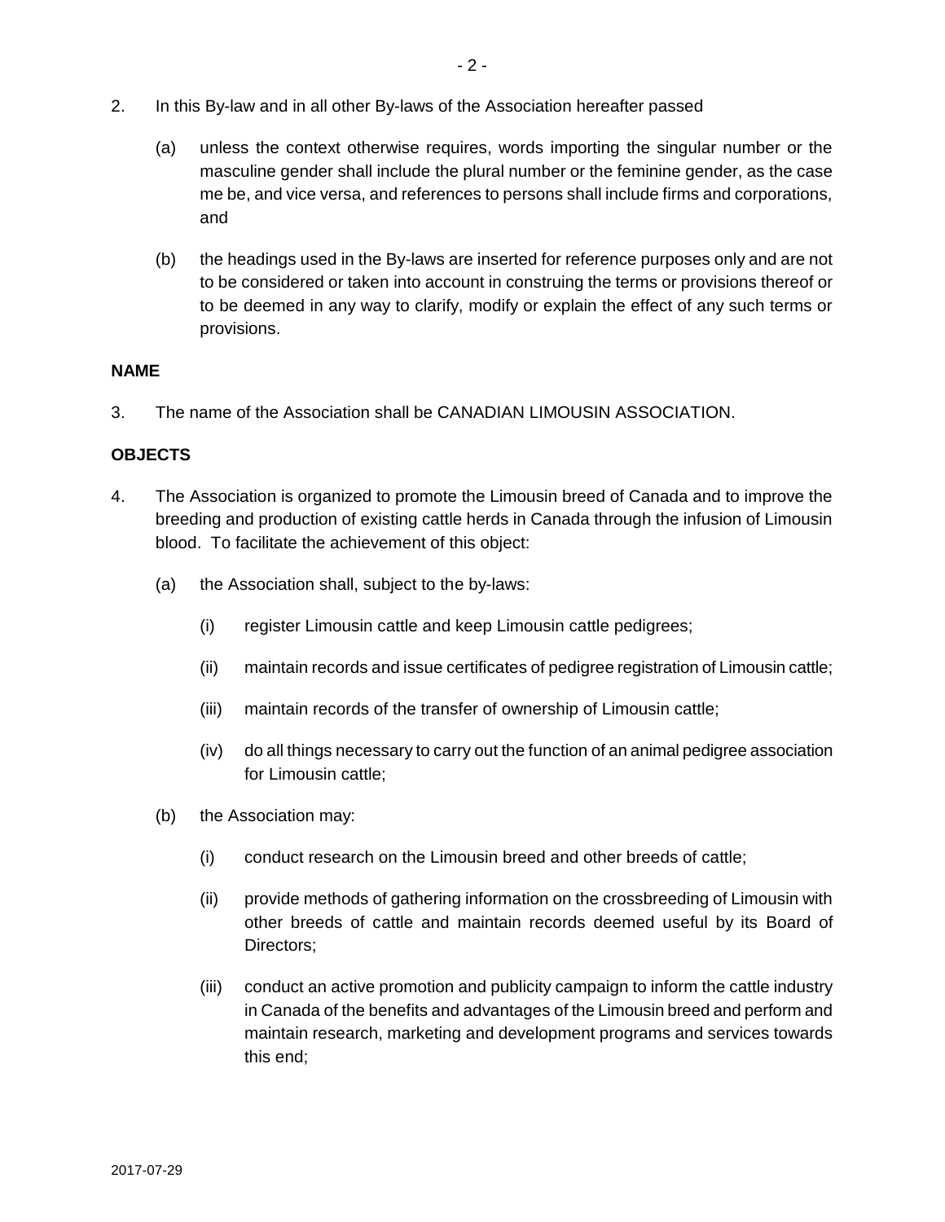2. In this By-law and in all other By-laws of the Association hereafter passed

   (a) unless the context otherwise requires, words importing the singular number or the masculine gender shall include the plural number or the feminine gender, as the case me be, and vice versa, and references to persons shall include firms and corporations, and

   (b) the headings used in the By-laws are inserted for reference purposes only and are not to be considered or taken into account in construing the terms or provisions thereof or to be deemed in any way to clarify, modify or explain the effect of any such terms or provisions.

**NAME**

3. The name of the Association shall be CANADIAN LIMOUSIN ASSOCIATION.

**OBJECTS**

4. The Association is organized to promote the Limousin breed of Canada and to improve the breeding and production of existing cattle herds in Canada through the infusion of Limousin blood. To facilitate the achievement of this object:

   (a) the Association shall, subject to the by-laws:

      (i) register Limousin cattle and keep Limousin cattle pedigrees;

      (ii) maintain records and issue certificates of pedigree registration of Limousin cattle;

      (iii) maintain records of the transfer of ownership of Limousin cattle;

      (iv) do all things necessary to carry out the function of an animal pedigree association for Limousin cattle;

   (b) the Association may:

      (i) conduct research on the Limousin breed and other breeds of cattle;

      (ii) provide methods of gathering information on the crossbreeding of Limousin with other breeds of cattle and maintain records deemed useful by its Board of Directors;

      (iii) conduct an active promotion and publicity campaign to inform the cattle industry in Canada of the benefits and advantages of the Limousin breed and perform and maintain research, marketing and development programs and services towards this end;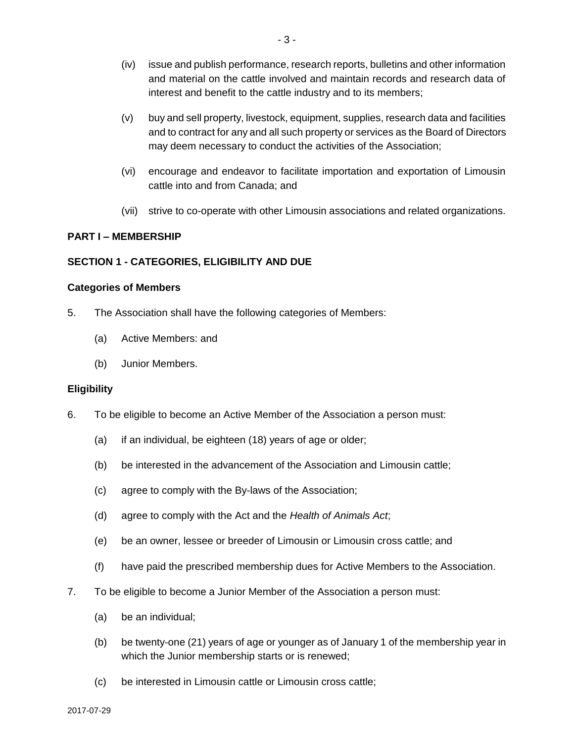(iv) issue and publish performance, research reports, bulletins and other information and material on the cattle involved and maintain records and research data of interest and benefit to the cattle industry and to its members;

(v) buy and sell property, livestock, equipment, supplies, research data and facilities and to contract for any and all such property or services as the Board of Directors may deem necessary to conduct the activities of the Association;

(vi) encourage and endeavor to facilitate importation and exportation of Limousin cattle into and from Canada; and

(vii) strive to co-operate with other Limousin associations and related organizations.

**PART I – MEMBERSHIP**

**SECTION 1 - CATEGORIES, ELIGIBILITY AND DUE**

**Categories of Members**

5. The Association shall have the following categories of Members:

   (a) Active Members: and

   (b) Junior Members.

**Eligibility**

6. To be eligible to become an Active Member of the Association a person must:

   (a) if an individual, be eighteen (18) years of age or older;

   (b) be interested in the advancement of the Association and Limousin cattle;

   (c) agree to comply with the By-laws of the Association;

   (d) agree to comply with the Act and the *Health of Animals Act*;

   (e) be an owner, lessee or breeder of Limousin or Limousin cross cattle; and

   (f) have paid the prescribed membership dues for Active Members to the Association.

7. To be eligible to become a Junior Member of the Association a person must:

   (a) be an individual;

   (b) be twenty-one (21) years of age or younger as of January 1 of the membership year in which the Junior membership starts or is renewed;

   (c) be interested in Limousin cattle or Limousin cross cattle;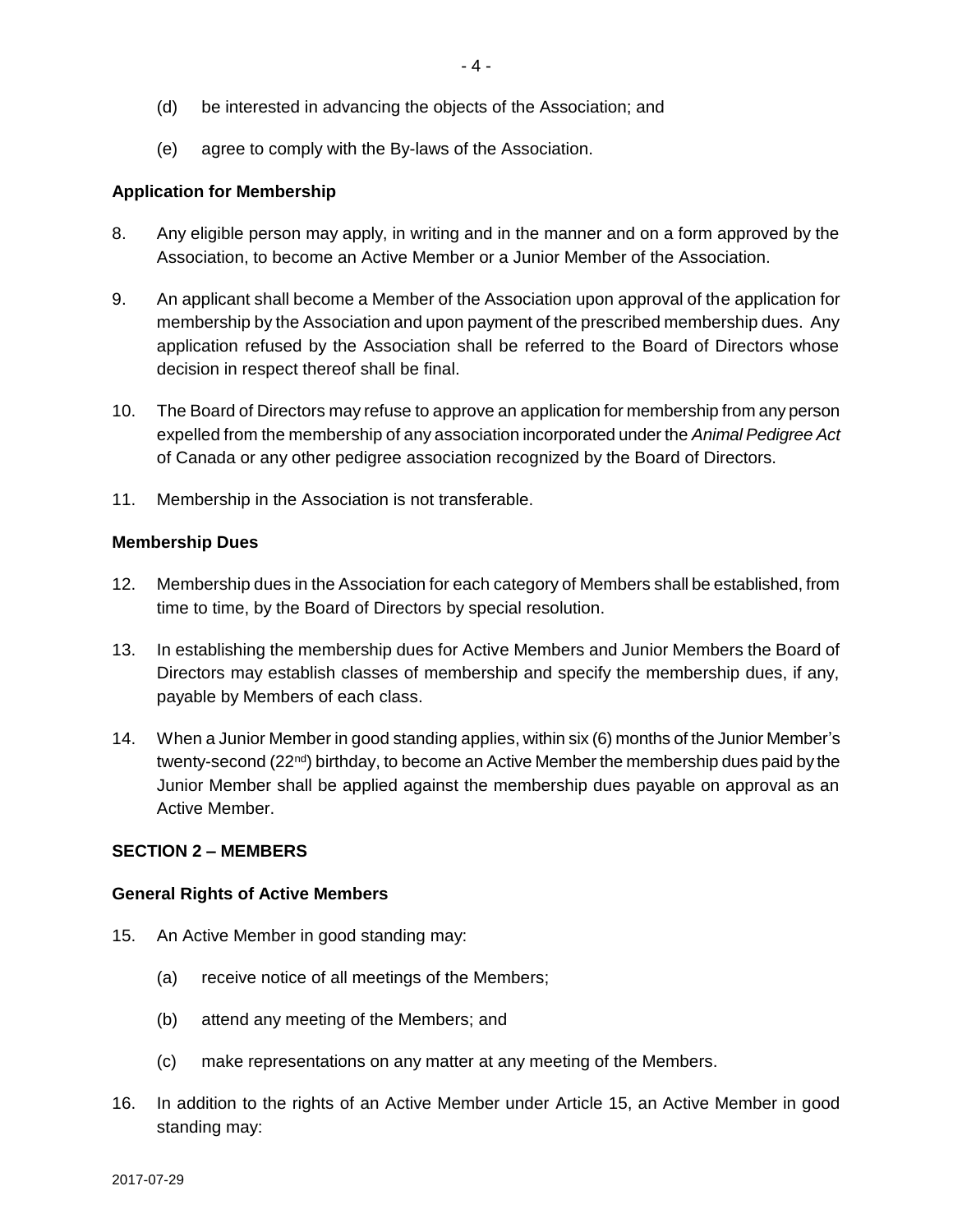(d) be interested in advancing the objects of the Association; and

(e) agree to comply with the By-laws of the Association.

**Application for Membership**

8. Any eligible person may apply, in writing and in the manner and on a form approved by the Association, to become an Active Member or a Junior Member of the Association.

9. An applicant shall become a Member of the Association upon approval of the application for membership by the Association and upon payment of the prescribed membership dues. Any application refused by the Association shall be referred to the Board of Directors whose decision in respect thereof shall be final.

10. The Board of Directors may refuse to approve an application for membership from any person expelled from the membership of any association incorporated under the *Animal Pedigree Act* of Canada or any other pedigree association recognized by the Board of Directors.

11. Membership in the Association is not transferable.

**Membership Dues**

12. Membership dues in the Association for each category of Members shall be established, from time to time, by the Board of Directors by special resolution.

13. In establishing the membership dues for Active Members and Junior Members the Board of Directors may establish classes of membership and specify the membership dues, if any, payable by Members of each class.

14. When a Junior Member in good standing applies, within six (6) months of the Junior Member's twenty-second (22nd) birthday, to become an Active Member the membership dues paid by the Junior Member shall be applied against the membership dues payable on approval as an Active Member.

**SECTION 2 – MEMBERS**

**General Rights of Active Members**

15. An Active Member in good standing may:

    (a) receive notice of all meetings of the Members;

    (b) attend any meeting of the Members; and

    (c) make representations on any matter at any meeting of the Members.

16. In addition to the rights of an Active Member under Article 15, an Active Member in good standing may: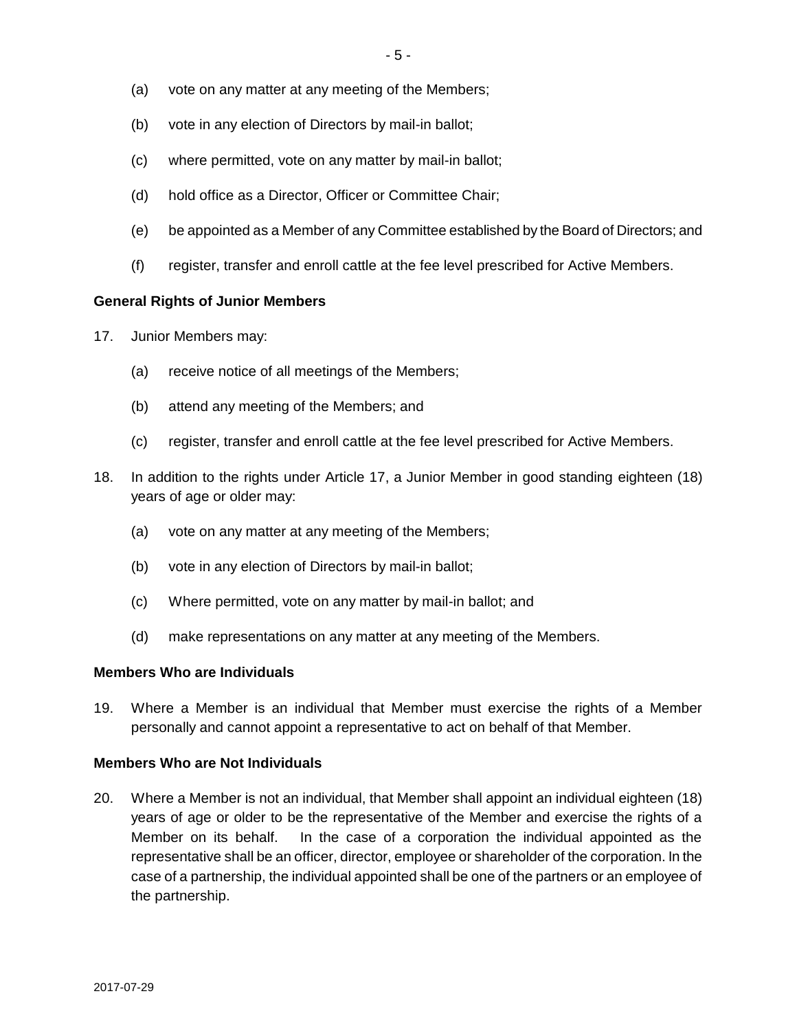(a) vote on any matter at any meeting of the Members;

(b) vote in any election of Directors by mail-in ballot;

(c) where permitted, vote on any matter by mail-in ballot;

(d) hold office as a Director, Officer or Committee Chair;

(e) be appointed as a Member of any Committee established by the Board of Directors; and

(f) register, transfer and enroll cattle at the fee level prescribed for Active Members.

**General Rights of Junior Members**

17. Junior Members may:

    (a) receive notice of all meetings of the Members;

    (b) attend any meeting of the Members; and

    (c) register, transfer and enroll cattle at the fee level prescribed for Active Members.

18. In addition to the rights under Article 17, a Junior Member in good standing eighteen (18) years of age or older may:

    (a) vote on any matter at any meeting of the Members;

    (b) vote in any election of Directors by mail-in ballot;

    (c) Where permitted, vote on any matter by mail-in ballot; and

    (d) make representations on any matter at any meeting of the Members.

**Members Who are Individuals**

19. Where a Member is an individual that Member must exercise the rights of a Member personally and cannot appoint a representative to act on behalf of that Member.

**Members Who are Not Individuals**

20. Where a Member is not an individual, that Member shall appoint an individual eighteen (18) years of age or older to be the representative of the Member and exercise the rights of a Member on its behalf. In the case of a corporation the individual appointed as the representative shall be an officer, director, employee or shareholder of the corporation. In the case of a partnership, the individual appointed shall be one of the partners or an employee of the partnership.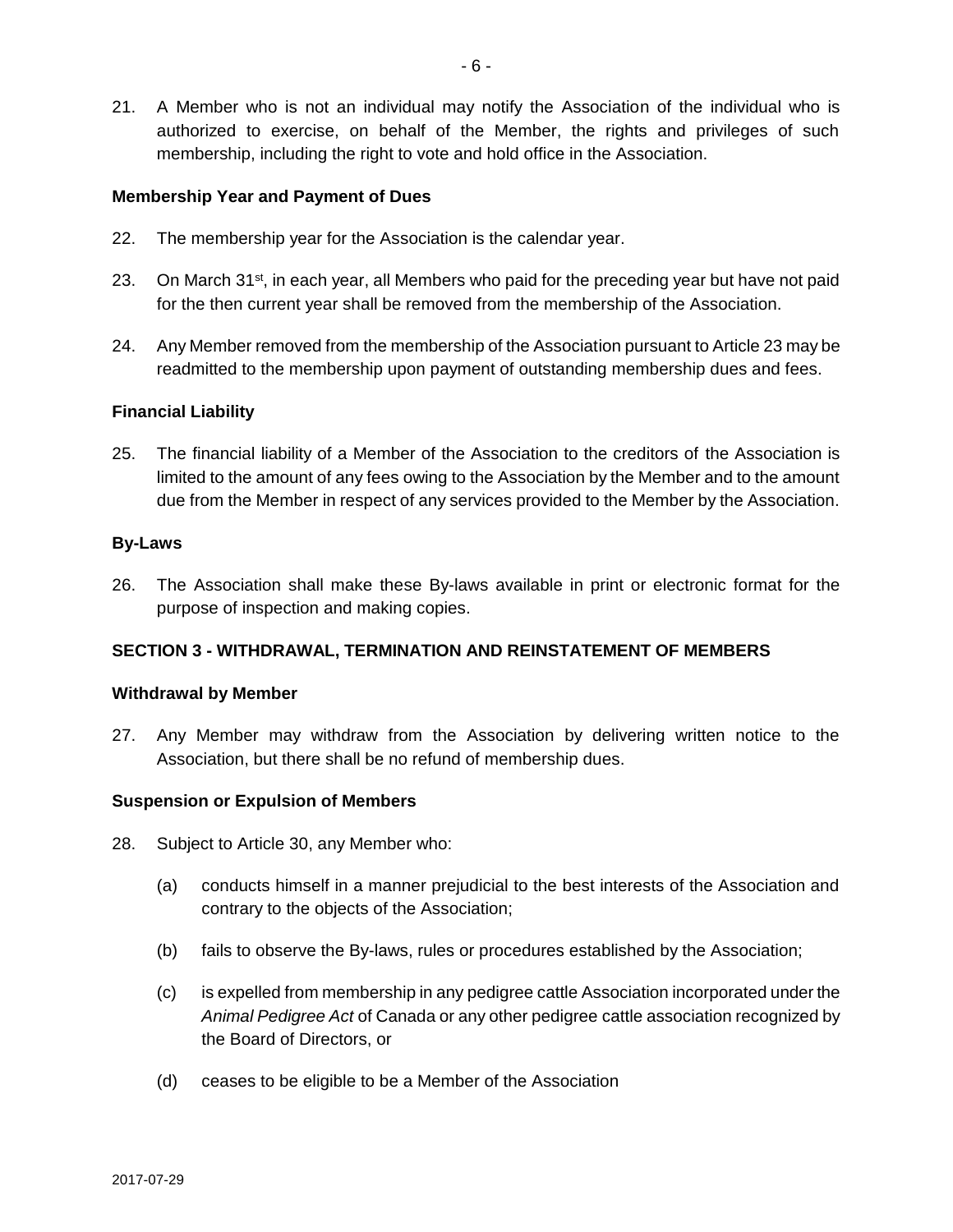21. A Member who is not an individual may notify the Association of the individual who is authorized to exercise, on behalf of the Member, the rights and privileges of such membership, including the right to vote and hold office in the Association.

**Membership Year and Payment of Dues**

22. The membership year for the Association is the calendar year.

23. On March 31st, in each year, all Members who paid for the preceding year but have not paid for the then current year shall be removed from the membership of the Association.

24. Any Member removed from the membership of the Association pursuant to Article 23 may be readmitted to the membership upon payment of outstanding membership dues and fees.

**Financial Liability**

25. The financial liability of a Member of the Association to the creditors of the Association is limited to the amount of any fees owing to the Association by the Member and to the amount due from the Member in respect of any services provided to the Member by the Association.

**By-Laws**

26. The Association shall make these By-laws available in print or electronic format for the purpose of inspection and making copies.

**SECTION 3 - WITHDRAWAL, TERMINATION AND REINSTATEMENT OF MEMBERS**

**Withdrawal by Member**

27. Any Member may withdraw from the Association by delivering written notice to the Association, but there shall be no refund of membership dues.

**Suspension or Expulsion of Members**

28. Subject to Article 30, any Member who:

    (a) conducts himself in a manner prejudicial to the best interests of the Association and contrary to the objects of the Association;

    (b) fails to observe the By-laws, rules or procedures established by the Association;

    (c) is expelled from membership in any pedigree cattle Association incorporated under the *Animal Pedigree Act* of Canada or any other pedigree cattle association recognized by the Board of Directors, or

    (d) ceases to be eligible to be a Member of the Association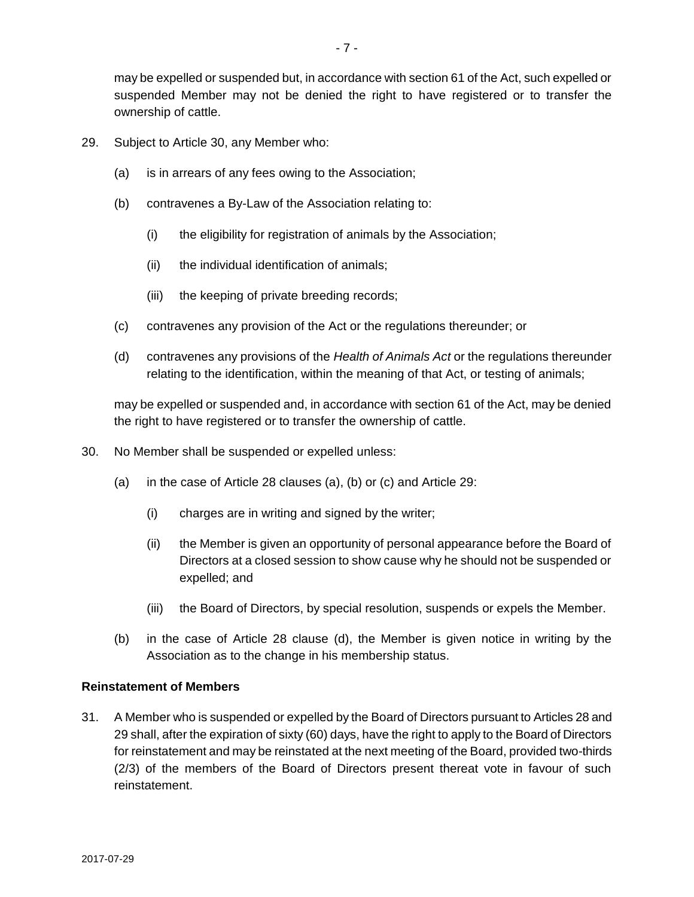may be expelled or suspended but, in accordance with section 61 of the Act, such expelled or suspended Member may not be denied the right to have registered or to transfer the ownership of cattle.

29. Subject to Article 30, any Member who:

    (a) is in arrears of any fees owing to the Association;

    (b) contravenes a By-Law of the Association relating to:

        (i) the eligibility for registration of animals by the Association;

        (ii) the individual identification of animals;

        (iii) the keeping of private breeding records;

    (c) contravenes any provision of the Act or the regulations thereunder; or

    (d) contravenes any provisions of the *Health of Animals Act* or the regulations thereunder relating to the identification, within the meaning of that Act, or testing of animals;

    may be expelled or suspended and, in accordance with section 61 of the Act, may be denied the right to have registered or to transfer the ownership of cattle.

30. No Member shall be suspended or expelled unless:

    (a) in the case of Article 28 clauses (a), (b) or (c) and Article 29:

        (i) charges are in writing and signed by the writer;

        (ii) the Member is given an opportunity of personal appearance before the Board of Directors at a closed session to show cause why he should not be suspended or expelled; and

        (iii) the Board of Directors, by special resolution, suspends or expels the Member.

    (b) in the case of Article 28 clause (d), the Member is given notice in writing by the Association as to the change in his membership status.

**Reinstatement of Members**

31. A Member who is suspended or expelled by the Board of Directors pursuant to Articles 28 and 29 shall, after the expiration of sixty (60) days, have the right to apply to the Board of Directors for reinstatement and may be reinstated at the next meeting of the Board, provided two-thirds (2/3) of the members of the Board of Directors present thereat vote in favour of such reinstatement.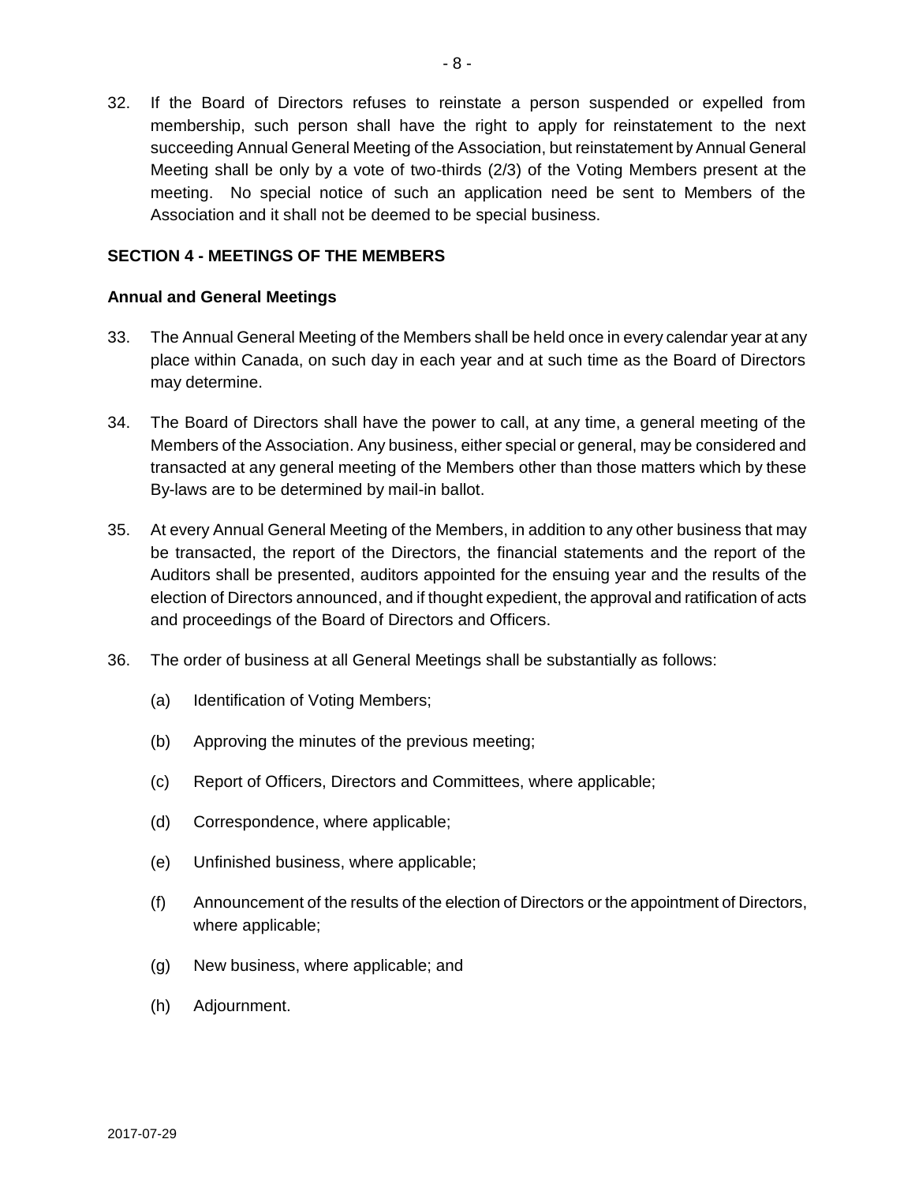32. If the Board of Directors refuses to reinstate a person suspended or expelled from membership, such person shall have the right to apply for reinstatement to the next succeeding Annual General Meeting of the Association, but reinstatement by Annual General Meeting shall be only by a vote of two-thirds (2/3) of the Voting Members present at the meeting. No special notice of such an application need be sent to Members of the Association and it shall not be deemed to be special business.

## SECTION 4 - MEETINGS OF THE MEMBERS

### Annual and General Meetings

33. The Annual General Meeting of the Members shall be held once in every calendar year at any place within Canada, on such day in each year and at such time as the Board of Directors may determine.

34. The Board of Directors shall have the power to call, at any time, a general meeting of the Members of the Association. Any business, either special or general, may be considered and transacted at any general meeting of the Members other than those matters which by these By-laws are to be determined by mail-in ballot.

35. At every Annual General Meeting of the Members, in addition to any other business that may be transacted, the report of the Directors, the financial statements and the report of the Auditors shall be presented, auditors appointed for the ensuing year and the results of the election of Directors announced, and if thought expedient, the approval and ratification of acts and proceedings of the Board of Directors and Officers.

36. The order of business at all General Meetings shall be substantially as follows:

    (a) Identification of Voting Members;

    (b) Approving the minutes of the previous meeting;

    (c) Report of Officers, Directors and Committees, where applicable;

    (d) Correspondence, where applicable;

    (e) Unfinished business, where applicable;

    (f) Announcement of the results of the election of Directors or the appointment of Directors, where applicable;

    (g) New business, where applicable; and

    (h) Adjournment.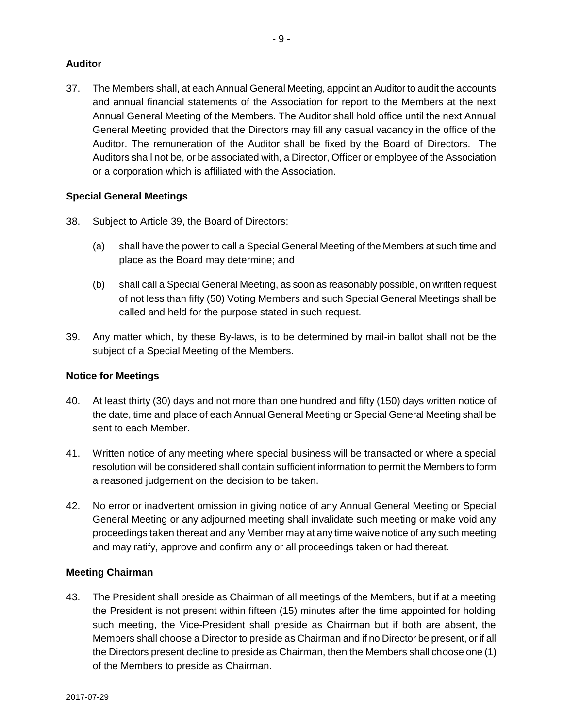**Auditor**

37. The Members shall, at each Annual General Meeting, appoint an Auditor to audit the accounts and annual financial statements of the Association for report to the Members at the next Annual General Meeting of the Members. The Auditor shall hold office until the next Annual General Meeting provided that the Directors may fill any casual vacancy in the office of the Auditor. The remuneration of the Auditor shall be fixed by the Board of Directors. The Auditors shall not be, or be associated with, a Director, Officer or employee of the Association or a corporation which is affiliated with the Association.

**Special General Meetings**

38. Subject to Article 39, the Board of Directors:

    (a) shall have the power to call a Special General Meeting of the Members at such time and place as the Board may determine; and

    (b) shall call a Special General Meeting, as soon as reasonably possible, on written request of not less than fifty (50) Voting Members and such Special General Meetings shall be called and held for the purpose stated in such request.

39. Any matter which, by these By-laws, is to be determined by mail-in ballot shall not be the subject of a Special Meeting of the Members.

**Notice for Meetings**

40. At least thirty (30) days and not more than one hundred and fifty (150) days written notice of the date, time and place of each Annual General Meeting or Special General Meeting shall be sent to each Member.

41. Written notice of any meeting where special business will be transacted or where a special resolution will be considered shall contain sufficient information to permit the Members to form a reasoned judgement on the decision to be taken.

42. No error or inadvertent omission in giving notice of any Annual General Meeting or Special General Meeting or any adjourned meeting shall invalidate such meeting or make void any proceedings taken thereat and any Member may at any time waive notice of any such meeting and may ratify, approve and confirm any or all proceedings taken or had thereat.

**Meeting Chairman**

43. The President shall preside as Chairman of all meetings of the Members, but if at a meeting the President is not present within fifteen (15) minutes after the time appointed for holding such meeting, the Vice-President shall preside as Chairman but if both are absent, the Members shall choose a Director to preside as Chairman and if no Director be present, or if all the Directors present decline to preside as Chairman, then the Members shall choose one (1) of the Members to preside as Chairman.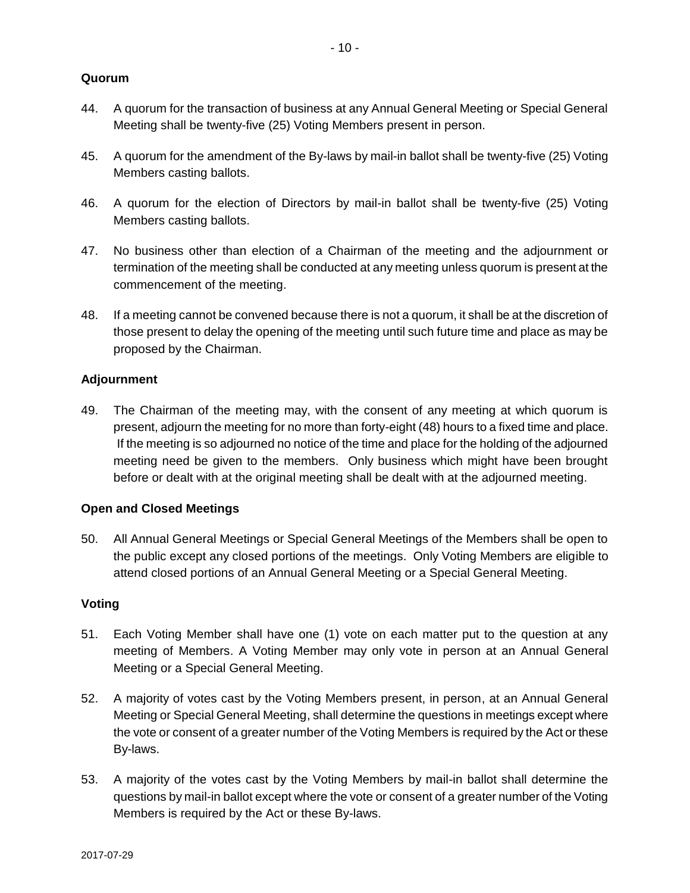### Quorum

44. A quorum for the transaction of business at any Annual General Meeting or Special General Meeting shall be twenty-five (25) Voting Members present in person.

45. A quorum for the amendment of the By-laws by mail-in ballot shall be twenty-five (25) Voting Members casting ballots.

46. A quorum for the election of Directors by mail-in ballot shall be twenty-five (25) Voting Members casting ballots.

47. No business other than election of a Chairman of the meeting and the adjournment or termination of the meeting shall be conducted at any meeting unless quorum is present at the commencement of the meeting.

48. If a meeting cannot be convened because there is not a quorum, it shall be at the discretion of those present to delay the opening of the meeting until such future time and place as may be proposed by the Chairman.

### Adjournment

49. The Chairman of the meeting may, with the consent of any meeting at which quorum is present, adjourn the meeting for no more than forty-eight (48) hours to a fixed time and place. If the meeting is so adjourned no notice of the time and place for the holding of the adjourned meeting need be given to the members. Only business which might have been brought before or dealt with at the original meeting shall be dealt with at the adjourned meeting.

### Open and Closed Meetings

50. All Annual General Meetings or Special General Meetings of the Members shall be open to the public except any closed portions of the meetings. Only Voting Members are eligible to attend closed portions of an Annual General Meeting or a Special General Meeting.

### Voting

51. Each Voting Member shall have one (1) vote on each matter put to the question at any meeting of Members. A Voting Member may only vote in person at an Annual General Meeting or a Special General Meeting.

52. A majority of votes cast by the Voting Members present, in person, at an Annual General Meeting or Special General Meeting, shall determine the questions in meetings except where the vote or consent of a greater number of the Voting Members is required by the Act or these By-laws.

53. A majority of the votes cast by the Voting Members by mail-in ballot shall determine the questions by mail-in ballot except where the vote or consent of a greater number of the Voting Members is required by the Act or these By-laws.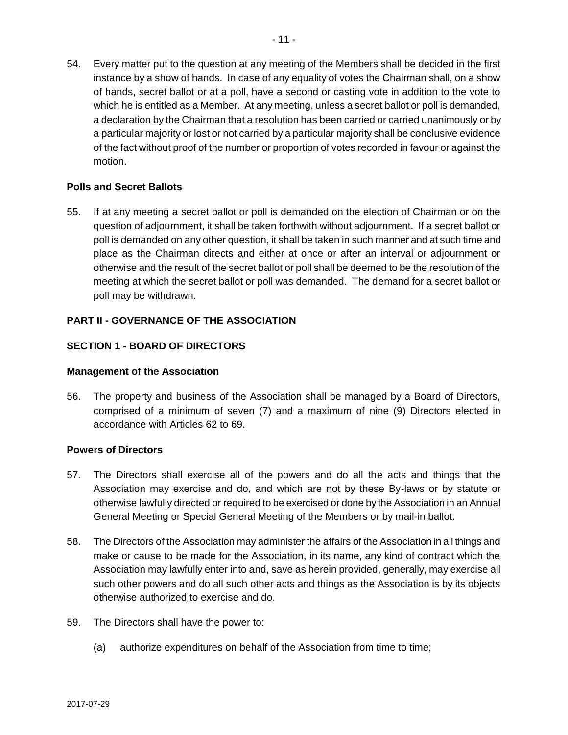54. Every matter put to the question at any meeting of the Members shall be decided in the first instance by a show of hands. In case of any equality of votes the Chairman shall, on a show of hands, secret ballot or at a poll, have a second or casting vote in addition to the vote to which he is entitled as a Member. At any meeting, unless a secret ballot or poll is demanded, a declaration by the Chairman that a resolution has been carried or carried unanimously or by a particular majority or lost or not carried by a particular majority shall be conclusive evidence of the fact without proof of the number or proportion of votes recorded in favour or against the motion.

**Polls and Secret Ballots**

55. If at any meeting a secret ballot or poll is demanded on the election of Chairman or on the question of adjournment, it shall be taken forthwith without adjournment. If a secret ballot or poll is demanded on any other question, it shall be taken in such manner and at such time and place as the Chairman directs and either at once or after an interval or adjournment or otherwise and the result of the secret ballot or poll shall be deemed to be the resolution of the meeting at which the secret ballot or poll was demanded. The demand for a secret ballot or poll may be withdrawn.

## PART II - GOVERNANCE OF THE ASSOCIATION

## SECTION 1 - BOARD OF DIRECTORS

**Management of the Association**

56. The property and business of the Association shall be managed by a Board of Directors, comprised of a minimum of seven (7) and a maximum of nine (9) Directors elected in accordance with Articles 62 to 69.

**Powers of Directors**

57. The Directors shall exercise all of the powers and do all the acts and things that the Association may exercise and do, and which are not by these By-laws or by statute or otherwise lawfully directed or required to be exercised or done by the Association in an Annual General Meeting or Special General Meeting of the Members or by mail-in ballot.

58. The Directors of the Association may administer the affairs of the Association in all things and make or cause to be made for the Association, in its name, any kind of contract which the Association may lawfully enter into and, save as herein provided, generally, may exercise all such other powers and do all such other acts and things as the Association is by its objects otherwise authorized to exercise and do.

59. The Directors shall have the power to:

    (a) authorize expenditures on behalf of the Association from time to time;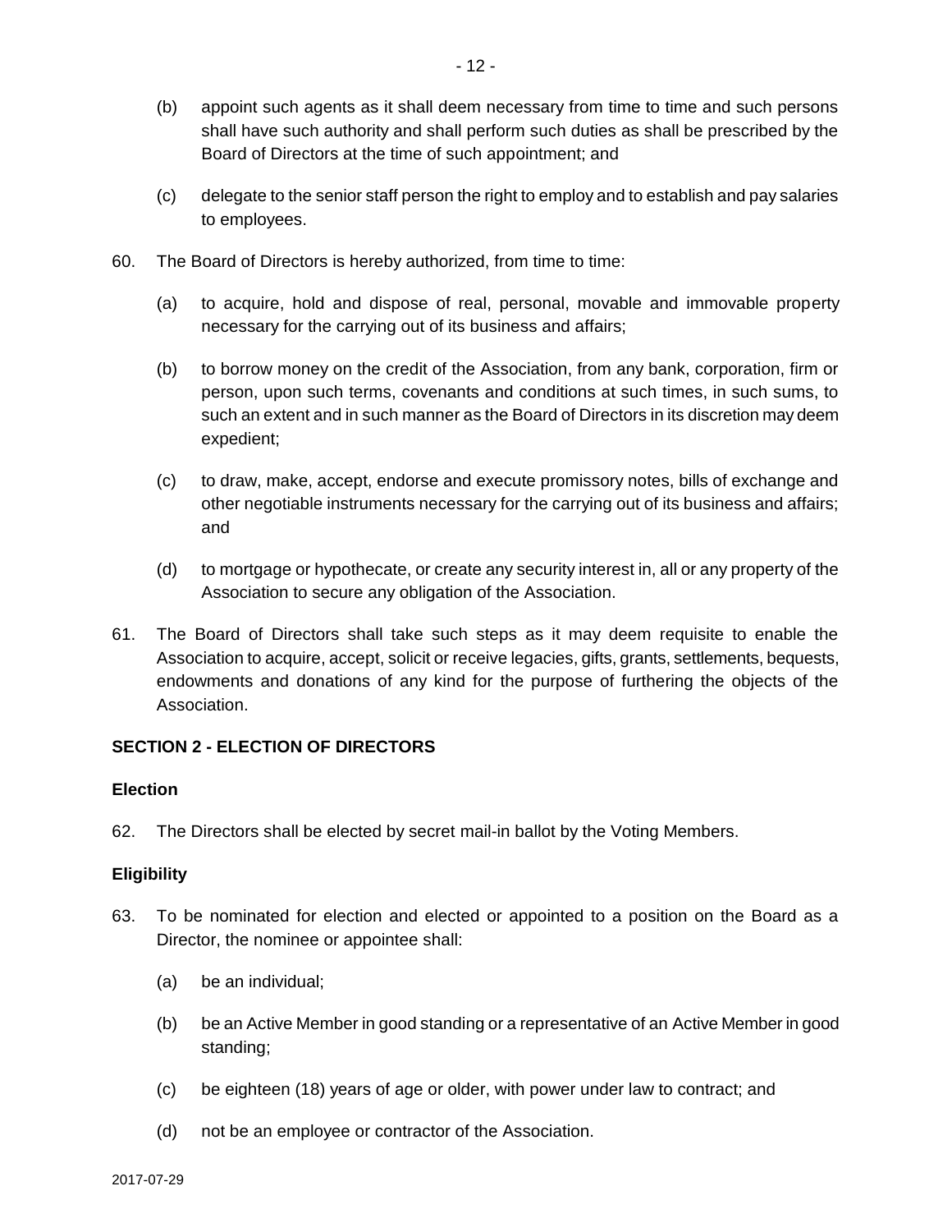(b) appoint such agents as it shall deem necessary from time to time and such persons shall have such authority and shall perform such duties as shall be prescribed by the Board of Directors at the time of such appointment; and

(c) delegate to the senior staff person the right to employ and to establish and pay salaries to employees.

60. The Board of Directors is hereby authorized, from time to time:

(a) to acquire, hold and dispose of real, personal, movable and immovable property necessary for the carrying out of its business and affairs;

(b) to borrow money on the credit of the Association, from any bank, corporation, firm or person, upon such terms, covenants and conditions at such times, in such sums, to such an extent and in such manner as the Board of Directors in its discretion may deem expedient;

(c) to draw, make, accept, endorse and execute promissory notes, bills of exchange and other negotiable instruments necessary for the carrying out of its business and affairs; and

(d) to mortgage or hypothecate, or create any security interest in, all or any property of the Association to secure any obligation of the Association.

61. The Board of Directors shall take such steps as it may deem requisite to enable the Association to acquire, accept, solicit or receive legacies, gifts, grants, settlements, bequests, endowments and donations of any kind for the purpose of furthering the objects of the Association.

## SECTION 2 - ELECTION OF DIRECTORS

### Election

62. The Directors shall be elected by secret mail-in ballot by the Voting Members.

### Eligibility

63. To be nominated for election and elected or appointed to a position on the Board as a Director, the nominee or appointee shall:

(a) be an individual;

(b) be an Active Member in good standing or a representative of an Active Member in good standing;

(c) be eighteen (18) years of age or older, with power under law to contract; and

(d) not be an employee or contractor of the Association.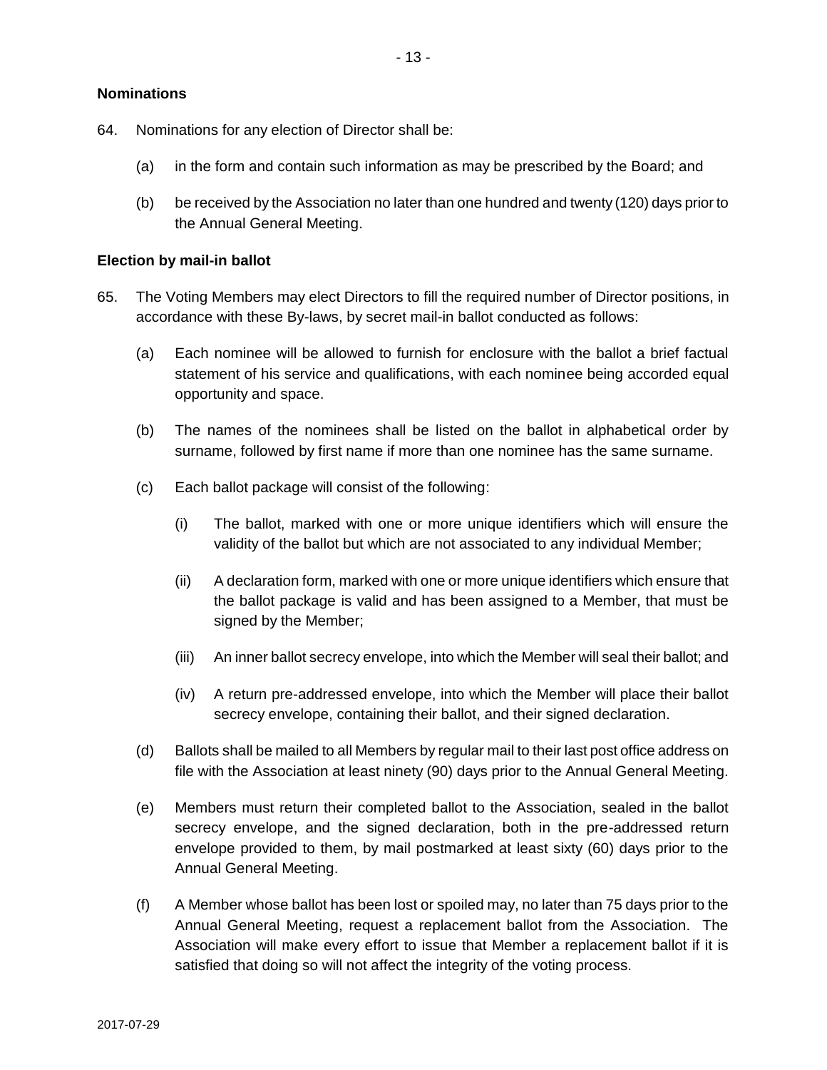**Nominations**

64. Nominations for any election of Director shall be:

    (a) in the form and contain such information as may be prescribed by the Board; and

    (b) be received by the Association no later than one hundred and twenty (120) days prior to the Annual General Meeting.

**Election by mail-in ballot**

65. The Voting Members may elect Directors to fill the required number of Director positions, in accordance with these By-laws, by secret mail-in ballot conducted as follows:

    (a) Each nominee will be allowed to furnish for enclosure with the ballot a brief factual statement of his service and qualifications, with each nominee being accorded equal opportunity and space.

    (b) The names of the nominees shall be listed on the ballot in alphabetical order by surname, followed by first name if more than one nominee has the same surname.

    (c) Each ballot package will consist of the following:

        (i) The ballot, marked with one or more unique identifiers which will ensure the validity of the ballot but which are not associated to any individual Member;

        (ii) A declaration form, marked with one or more unique identifiers which ensure that the ballot package is valid and has been assigned to a Member, that must be signed by the Member;

        (iii) An inner ballot secrecy envelope, into which the Member will seal their ballot; and

        (iv) A return pre-addressed envelope, into which the Member will place their ballot secrecy envelope, containing their ballot, and their signed declaration.

    (d) Ballots shall be mailed to all Members by regular mail to their last post office address on file with the Association at least ninety (90) days prior to the Annual General Meeting.

    (e) Members must return their completed ballot to the Association, sealed in the ballot secrecy envelope, and the signed declaration, both in the pre-addressed return envelope provided to them, by mail postmarked at least sixty (60) days prior to the Annual General Meeting.

    (f) A Member whose ballot has been lost or spoiled may, no later than 75 days prior to the Annual General Meeting, request a replacement ballot from the Association. The Association will make every effort to issue that Member a replacement ballot if it is satisfied that doing so will not affect the integrity of the voting process.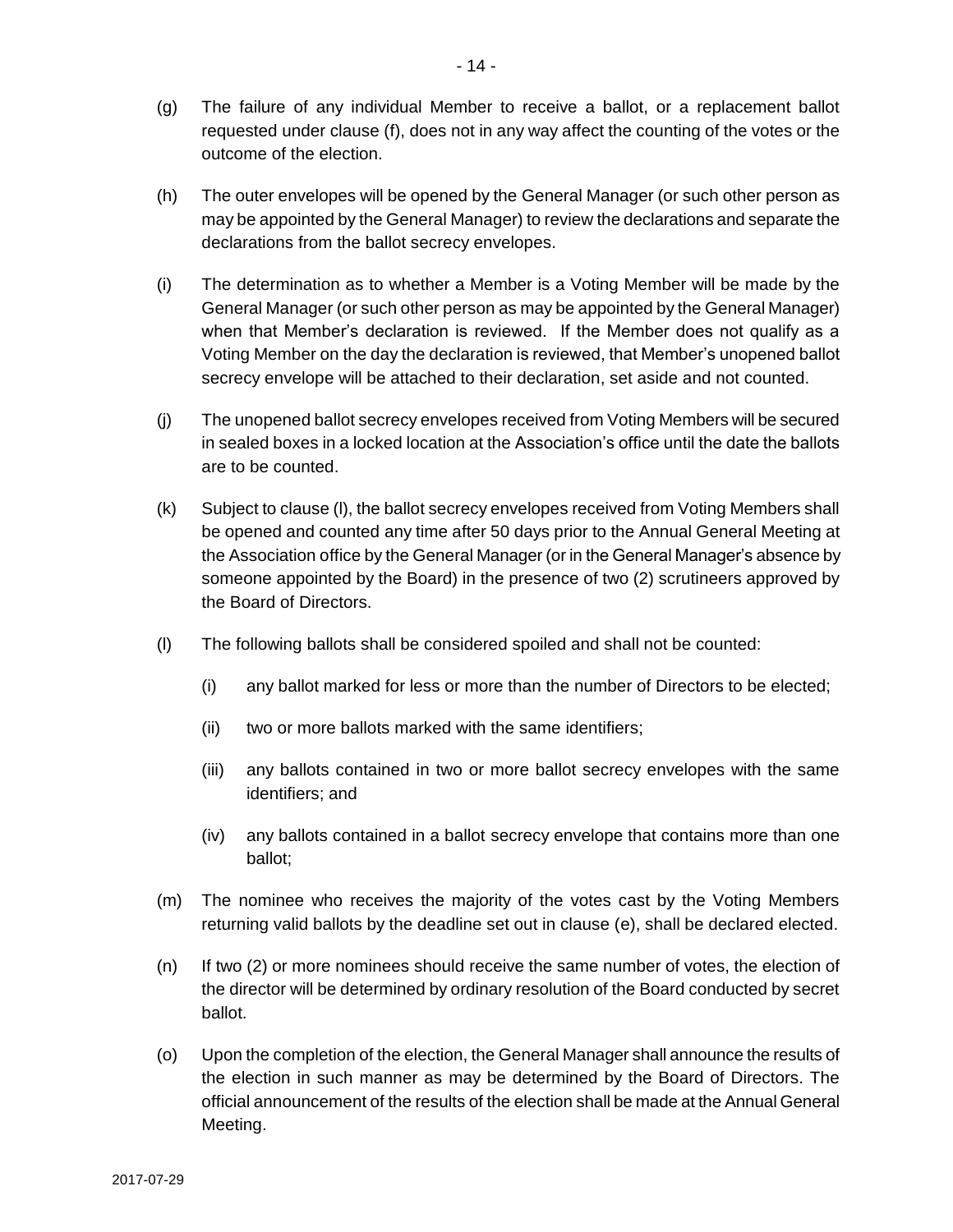(g) The failure of any individual Member to receive a ballot, or a replacement ballot requested under clause (f), does not in any way affect the counting of the votes or the outcome of the election.

(h) The outer envelopes will be opened by the General Manager (or such other person as may be appointed by the General Manager) to review the declarations and separate the declarations from the ballot secrecy envelopes.

(i) The determination as to whether a Member is a Voting Member will be made by the General Manager (or such other person as may be appointed by the General Manager) when that Member's declaration is reviewed. If the Member does not qualify as a Voting Member on the day the declaration is reviewed, that Member's unopened ballot secrecy envelope will be attached to their declaration, set aside and not counted.

(j) The unopened ballot secrecy envelopes received from Voting Members will be secured in sealed boxes in a locked location at the Association's office until the date the ballots are to be counted.

(k) Subject to clause (l), the ballot secrecy envelopes received from Voting Members shall be opened and counted any time after 50 days prior to the Annual General Meeting at the Association office by the General Manager (or in the General Manager's absence by someone appointed by the Board) in the presence of two (2) scrutineers approved by the Board of Directors.

(l) The following ballots shall be considered spoiled and shall not be counted:

  (i) any ballot marked for less or more than the number of Directors to be elected;

  (ii) two or more ballots marked with the same identifiers;

  (iii) any ballots contained in two or more ballot secrecy envelopes with the same identifiers; and

  (iv) any ballots contained in a ballot secrecy envelope that contains more than one ballot;

(m) The nominee who receives the majority of the votes cast by the Voting Members returning valid ballots by the deadline set out in clause (e), shall be declared elected.

(n) If two (2) or more nominees should receive the same number of votes, the election of the director will be determined by ordinary resolution of the Board conducted by secret ballot.

(o) Upon the completion of the election, the General Manager shall announce the results of the election in such manner as may be determined by the Board of Directors. The official announcement of the results of the election shall be made at the Annual General Meeting.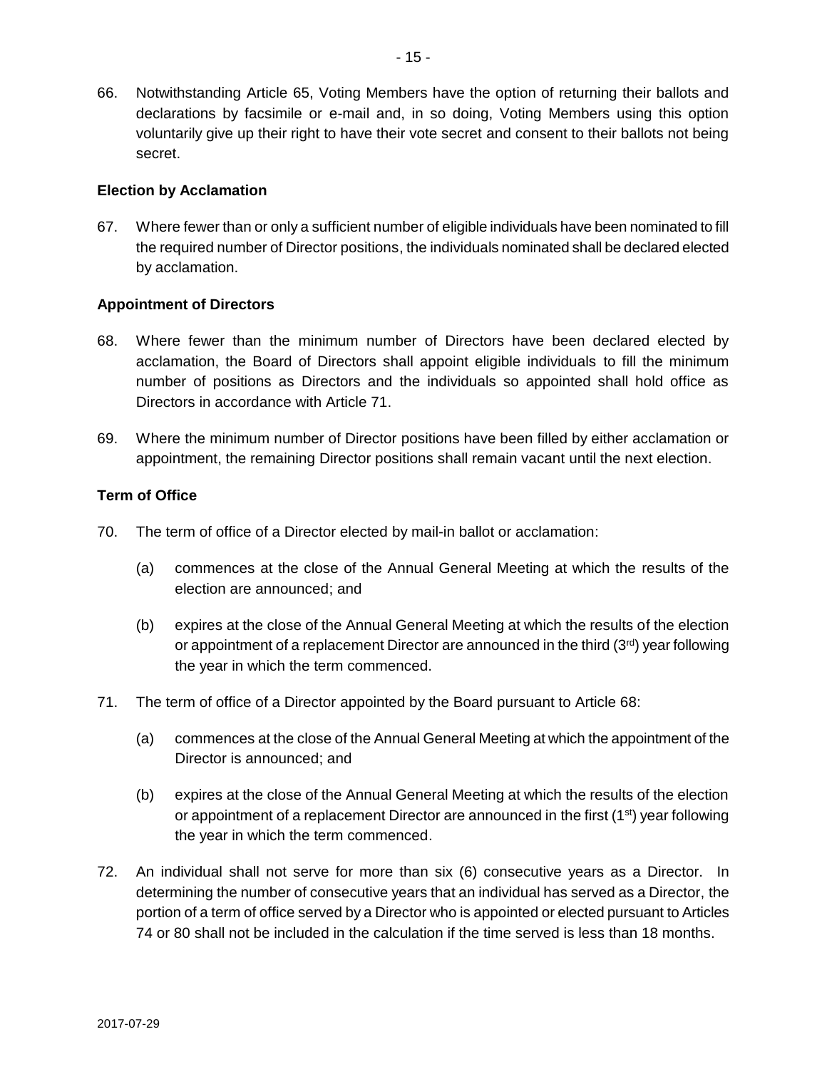66. Notwithstanding Article 65, Voting Members have the option of returning their ballots and declarations by facsimile or e-mail and, in so doing, Voting Members using this option voluntarily give up their right to have their vote secret and consent to their ballots not being secret.

### Election by Acclamation

67. Where fewer than or only a sufficient number of eligible individuals have been nominated to fill the required number of Director positions, the individuals nominated shall be declared elected by acclamation.

### Appointment of Directors

68. Where fewer than the minimum number of Directors have been declared elected by acclamation, the Board of Directors shall appoint eligible individuals to fill the minimum number of positions as Directors and the individuals so appointed shall hold office as Directors in accordance with Article 71.

69. Where the minimum number of Director positions have been filled by either acclamation or appointment, the remaining Director positions shall remain vacant until the next election.

### Term of Office

70. The term of office of a Director elected by mail-in ballot or acclamation:

    (a) commences at the close of the Annual General Meeting at which the results of the election are announced; and

    (b) expires at the close of the Annual General Meeting at which the results of the election or appointment of a replacement Director are announced in the third (3rd) year following the year in which the term commenced.

71. The term of office of a Director appointed by the Board pursuant to Article 68:

    (a) commences at the close of the Annual General Meeting at which the appointment of the Director is announced; and

    (b) expires at the close of the Annual General Meeting at which the results of the election or appointment of a replacement Director are announced in the first (1st) year following the year in which the term commenced.

72. An individual shall not serve for more than six (6) consecutive years as a Director. In determining the number of consecutive years that an individual has served as a Director, the portion of a term of office served by a Director who is appointed or elected pursuant to Articles 74 or 80 shall not be included in the calculation if the time served is less than 18 months.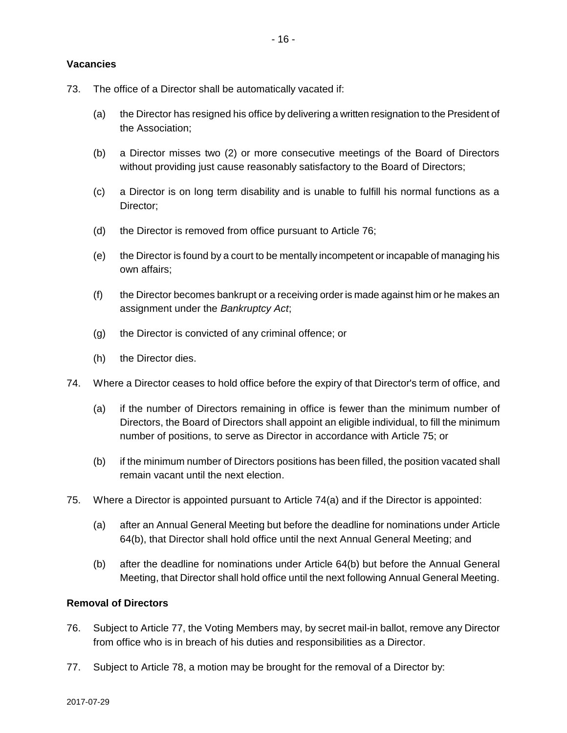### Vacancies

73. The office of a Director shall be automatically vacated if:

    (a) the Director has resigned his office by delivering a written resignation to the President of the Association;

    (b) a Director misses two (2) or more consecutive meetings of the Board of Directors without providing just cause reasonably satisfactory to the Board of Directors;

    (c) a Director is on long term disability and is unable to fulfill his normal functions as a Director;

    (d) the Director is removed from office pursuant to Article 76;

    (e) the Director is found by a court to be mentally incompetent or incapable of managing his own affairs;

    (f) the Director becomes bankrupt or a receiving order is made against him or he makes an assignment under the *Bankruptcy Act*;

    (g) the Director is convicted of any criminal offence; or

    (h) the Director dies.

74. Where a Director ceases to hold office before the expiry of that Director's term of office, and

    (a) if the number of Directors remaining in office is fewer than the minimum number of Directors, the Board of Directors shall appoint an eligible individual, to fill the minimum number of positions, to serve as Director in accordance with Article 75; or

    (b) if the minimum number of Directors positions has been filled, the position vacated shall remain vacant until the next election.

75. Where a Director is appointed pursuant to Article 74(a) and if the Director is appointed:

    (a) after an Annual General Meeting but before the deadline for nominations under Article 64(b), that Director shall hold office until the next Annual General Meeting; and

    (b) after the deadline for nominations under Article 64(b) but before the Annual General Meeting, that Director shall hold office until the next following Annual General Meeting.

### Removal of Directors

76. Subject to Article 77, the Voting Members may, by secret mail-in ballot, remove any Director from office who is in breach of his duties and responsibilities as a Director.

77. Subject to Article 78, a motion may be brought for the removal of a Director by: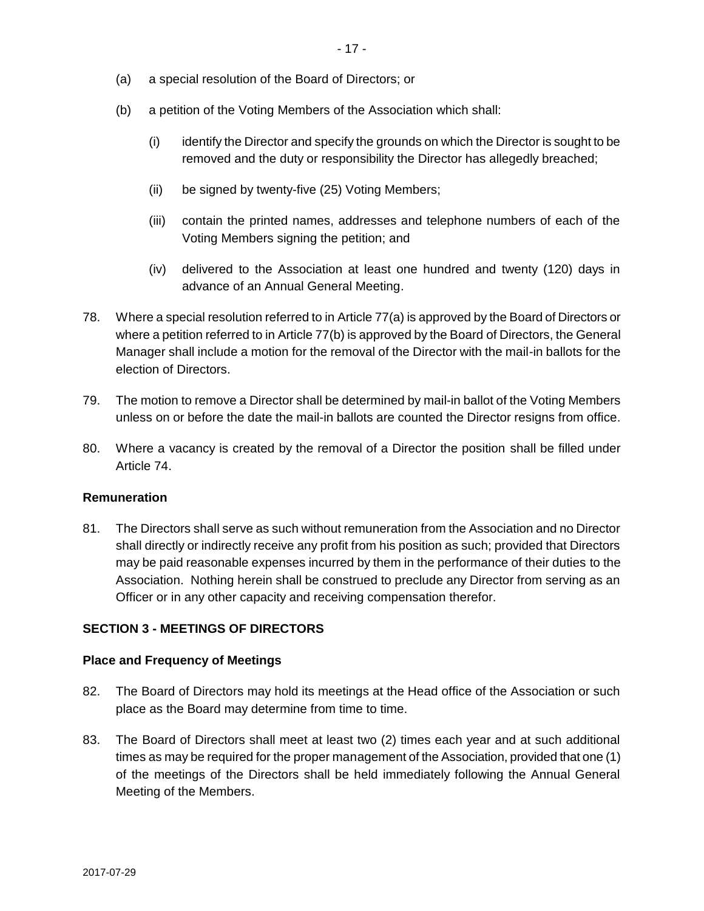(a) a special resolution of the Board of Directors; or

(b) a petition of the Voting Members of the Association which shall:

   (i) identify the Director and specify the grounds on which the Director is sought to be removed and the duty or responsibility the Director has allegedly breached;

   (ii) be signed by twenty-five (25) Voting Members;

   (iii) contain the printed names, addresses and telephone numbers of each of the Voting Members signing the petition; and

   (iv) delivered to the Association at least one hundred and twenty (120) days in advance of an Annual General Meeting.

78. Where a special resolution referred to in Article 77(a) is approved by the Board of Directors or where a petition referred to in Article 77(b) is approved by the Board of Directors, the General Manager shall include a motion for the removal of the Director with the mail-in ballots for the election of Directors.

79. The motion to remove a Director shall be determined by mail-in ballot of the Voting Members unless on or before the date the mail-in ballots are counted the Director resigns from office.

80. Where a vacancy is created by the removal of a Director the position shall be filled under Article 74.

### Remuneration

81. The Directors shall serve as such without remuneration from the Association and no Director shall directly or indirectly receive any profit from his position as such; provided that Directors may be paid reasonable expenses incurred by them in the performance of their duties to the Association. Nothing herein shall be construed to preclude any Director from serving as an Officer or in any other capacity and receiving compensation therefor.

## SECTION 3 - MEETINGS OF DIRECTORS

### Place and Frequency of Meetings

82. The Board of Directors may hold its meetings at the Head office of the Association or such place as the Board may determine from time to time.

83. The Board of Directors shall meet at least two (2) times each year and at such additional times as may be required for the proper management of the Association, provided that one (1) of the meetings of the Directors shall be held immediately following the Annual General Meeting of the Members.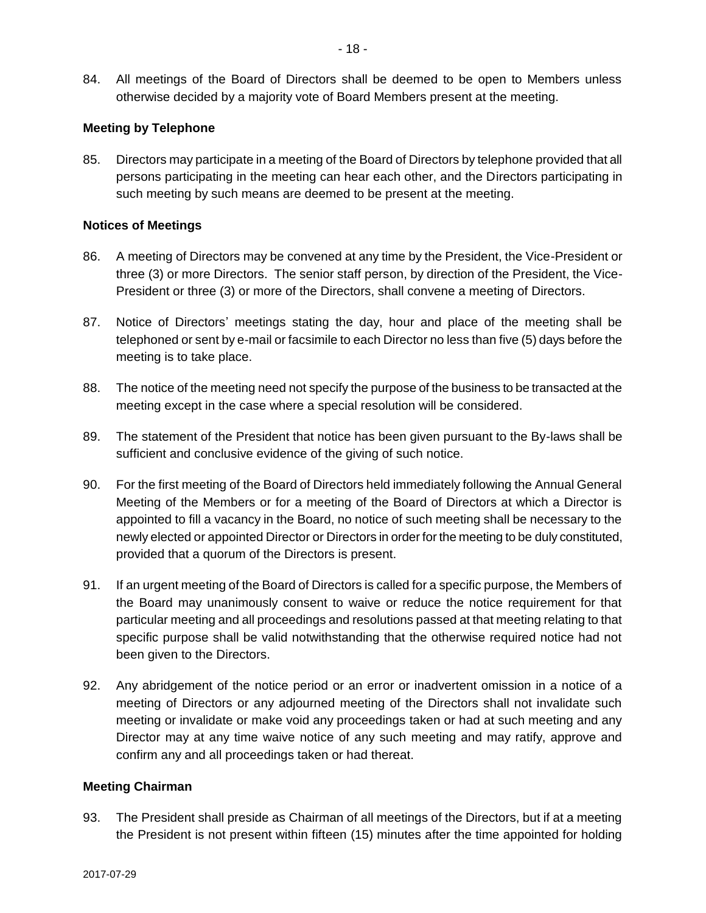84. All meetings of the Board of Directors shall be deemed to be open to Members unless otherwise decided by a majority vote of Board Members present at the meeting.

**Meeting by Telephone**

85. Directors may participate in a meeting of the Board of Directors by telephone provided that all persons participating in the meeting can hear each other, and the Directors participating in such meeting by such means are deemed to be present at the meeting.

**Notices of Meetings**

86. A meeting of Directors may be convened at any time by the President, the Vice-President or three (3) or more Directors. The senior staff person, by direction of the President, the Vice-President or three (3) or more of the Directors, shall convene a meeting of Directors.

87. Notice of Directors' meetings stating the day, hour and place of the meeting shall be telephoned or sent by e-mail or facsimile to each Director no less than five (5) days before the meeting is to take place.

88. The notice of the meeting need not specify the purpose of the business to be transacted at the meeting except in the case where a special resolution will be considered.

89. The statement of the President that notice has been given pursuant to the By-laws shall be sufficient and conclusive evidence of the giving of such notice.

90. For the first meeting of the Board of Directors held immediately following the Annual General Meeting of the Members or for a meeting of the Board of Directors at which a Director is appointed to fill a vacancy in the Board, no notice of such meeting shall be necessary to the newly elected or appointed Director or Directors in order for the meeting to be duly constituted, provided that a quorum of the Directors is present.

91. If an urgent meeting of the Board of Directors is called for a specific purpose, the Members of the Board may unanimously consent to waive or reduce the notice requirement for that particular meeting and all proceedings and resolutions passed at that meeting relating to that specific purpose shall be valid notwithstanding that the otherwise required notice had not been given to the Directors.

92. Any abridgement of the notice period or an error or inadvertent omission in a notice of a meeting of Directors or any adjourned meeting of the Directors shall not invalidate such meeting or invalidate or make void any proceedings taken or had at such meeting and any Director may at any time waive notice of any such meeting and may ratify, approve and confirm any and all proceedings taken or had thereat.

**Meeting Chairman**

93. The President shall preside as Chairman of all meetings of the Directors, but if at a meeting the President is not present within fifteen (15) minutes after the time appointed for holding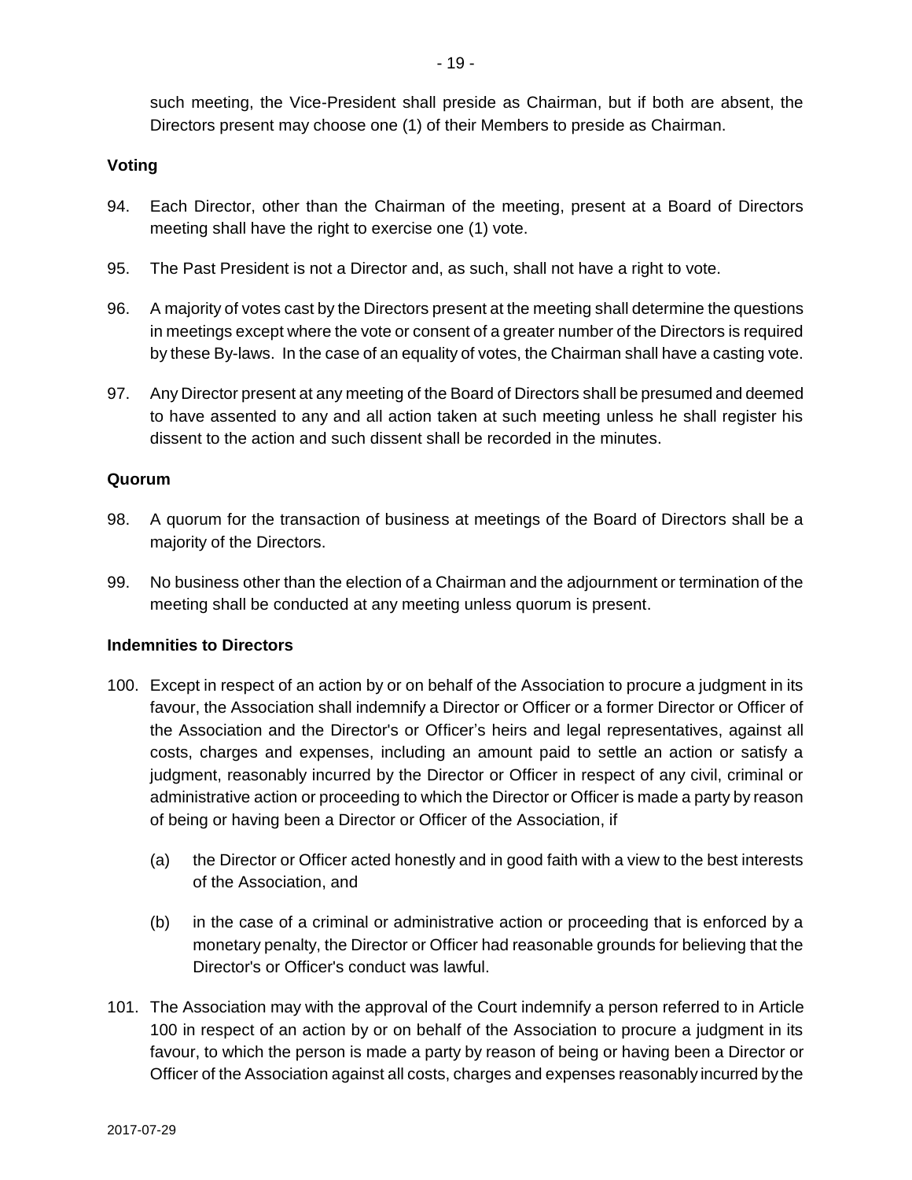such meeting, the Vice-President shall preside as Chairman, but if both are absent, the Directors present may choose one (1) of their Members to preside as Chairman.

### Voting

94. Each Director, other than the Chairman of the meeting, present at a Board of Directors meeting shall have the right to exercise one (1) vote.

95. The Past President is not a Director and, as such, shall not have a right to vote.

96. A majority of votes cast by the Directors present at the meeting shall determine the questions in meetings except where the vote or consent of a greater number of the Directors is required by these By-laws. In the case of an equality of votes, the Chairman shall have a casting vote.

97. Any Director present at any meeting of the Board of Directors shall be presumed and deemed to have assented to any and all action taken at such meeting unless he shall register his dissent to the action and such dissent shall be recorded in the minutes.

### Quorum

98. A quorum for the transaction of business at meetings of the Board of Directors shall be a majority of the Directors.

99. No business other than the election of a Chairman and the adjournment or termination of the meeting shall be conducted at any meeting unless quorum is present.

### Indemnities to Directors

100. Except in respect of an action by or on behalf of the Association to procure a judgment in its favour, the Association shall indemnify a Director or Officer or a former Director or Officer of the Association and the Director's or Officer's heirs and legal representatives, against all costs, charges and expenses, including an amount paid to settle an action or satisfy a judgment, reasonably incurred by the Director or Officer in respect of any civil, criminal or administrative action or proceeding to which the Director or Officer is made a party by reason of being or having been a Director or Officer of the Association, if

    (a) the Director or Officer acted honestly and in good faith with a view to the best interests of the Association, and

    (b) in the case of a criminal or administrative action or proceeding that is enforced by a monetary penalty, the Director or Officer had reasonable grounds for believing that the Director's or Officer's conduct was lawful.

101. The Association may with the approval of the Court indemnify a person referred to in Article 100 in respect of an action by or on behalf of the Association to procure a judgment in its favour, to which the person is made a party by reason of being or having been a Director or Officer of the Association against all costs, charges and expenses reasonably incurred by the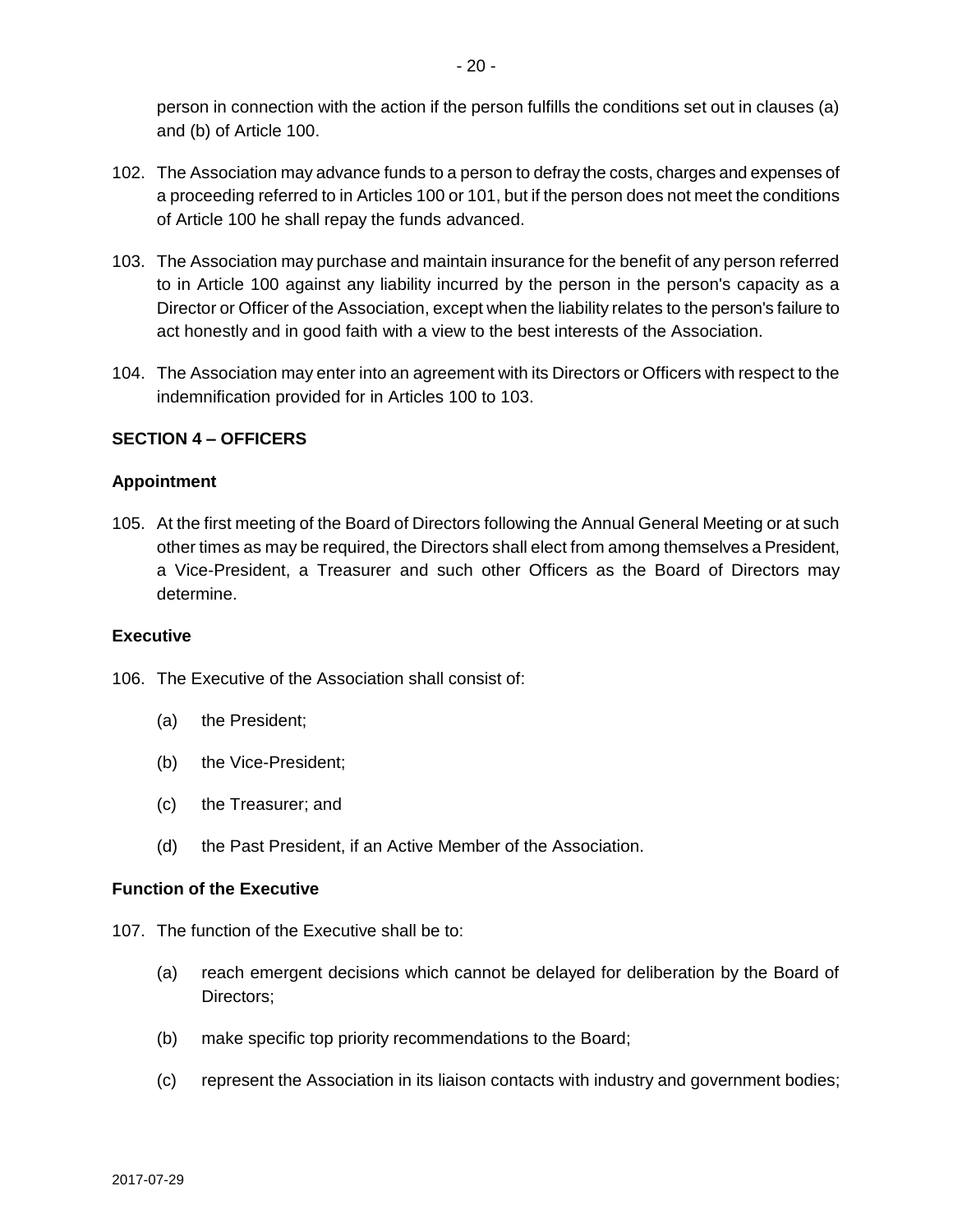person in connection with the action if the person fulfills the conditions set out in clauses (a) and (b) of Article 100.

102. The Association may advance funds to a person to defray the costs, charges and expenses of a proceeding referred to in Articles 100 or 101, but if the person does not meet the conditions of Article 100 he shall repay the funds advanced.

103. The Association may purchase and maintain insurance for the benefit of any person referred to in Article 100 against any liability incurred by the person in the person's capacity as a Director or Officer of the Association, except when the liability relates to the person's failure to act honestly and in good faith with a view to the best interests of the Association.

104. The Association may enter into an agreement with its Directors or Officers with respect to the indemnification provided for in Articles 100 to 103.

## SECTION 4 – OFFICERS

### Appointment

105. At the first meeting of the Board of Directors following the Annual General Meeting or at such other times as may be required, the Directors shall elect from among themselves a President, a Vice-President, a Treasurer and such other Officers as the Board of Directors may determine.

### Executive

106. The Executive of the Association shall consist of:

    (a) the President;

    (b) the Vice-President;

    (c) the Treasurer; and

    (d) the Past President, if an Active Member of the Association.

### Function of the Executive

107. The function of the Executive shall be to:

    (a) reach emergent decisions which cannot be delayed for deliberation by the Board of Directors;

    (b) make specific top priority recommendations to the Board;

    (c) represent the Association in its liaison contacts with industry and government bodies;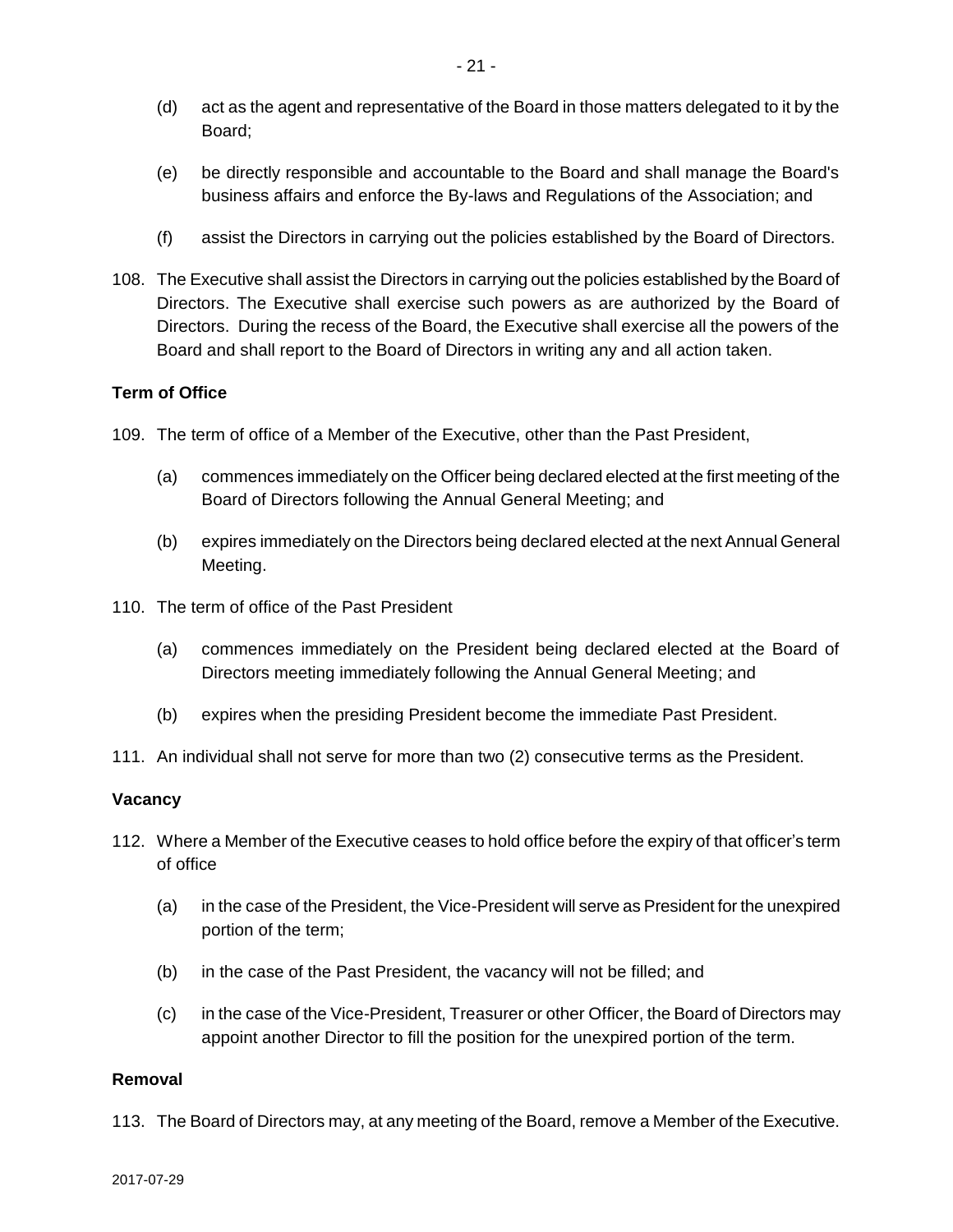(d) act as the agent and representative of the Board in those matters delegated to it by the Board;

(e) be directly responsible and accountable to the Board and shall manage the Board's business affairs and enforce the By-laws and Regulations of the Association; and

(f) assist the Directors in carrying out the policies established by the Board of Directors.

108. The Executive shall assist the Directors in carrying out the policies established by the Board of Directors. The Executive shall exercise such powers as are authorized by the Board of Directors. During the recess of the Board, the Executive shall exercise all the powers of the Board and shall report to the Board of Directors in writing any and all action taken.

**Term of Office**

109. The term of office of a Member of the Executive, other than the Past President,

(a) commences immediately on the Officer being declared elected at the first meeting of the Board of Directors following the Annual General Meeting; and

(b) expires immediately on the Directors being declared elected at the next Annual General Meeting.

110. The term of office of the Past President

(a) commences immediately on the President being declared elected at the Board of Directors meeting immediately following the Annual General Meeting; and

(b) expires when the presiding President become the immediate Past President.

111. An individual shall not serve for more than two (2) consecutive terms as the President.

**Vacancy**

112. Where a Member of the Executive ceases to hold office before the expiry of that officer's term of office

(a) in the case of the President, the Vice-President will serve as President for the unexpired portion of the term;

(b) in the case of the Past President, the vacancy will not be filled; and

(c) in the case of the Vice-President, Treasurer or other Officer, the Board of Directors may appoint another Director to fill the position for the unexpired portion of the term.

**Removal**

113. The Board of Directors may, at any meeting of the Board, remove a Member of the Executive.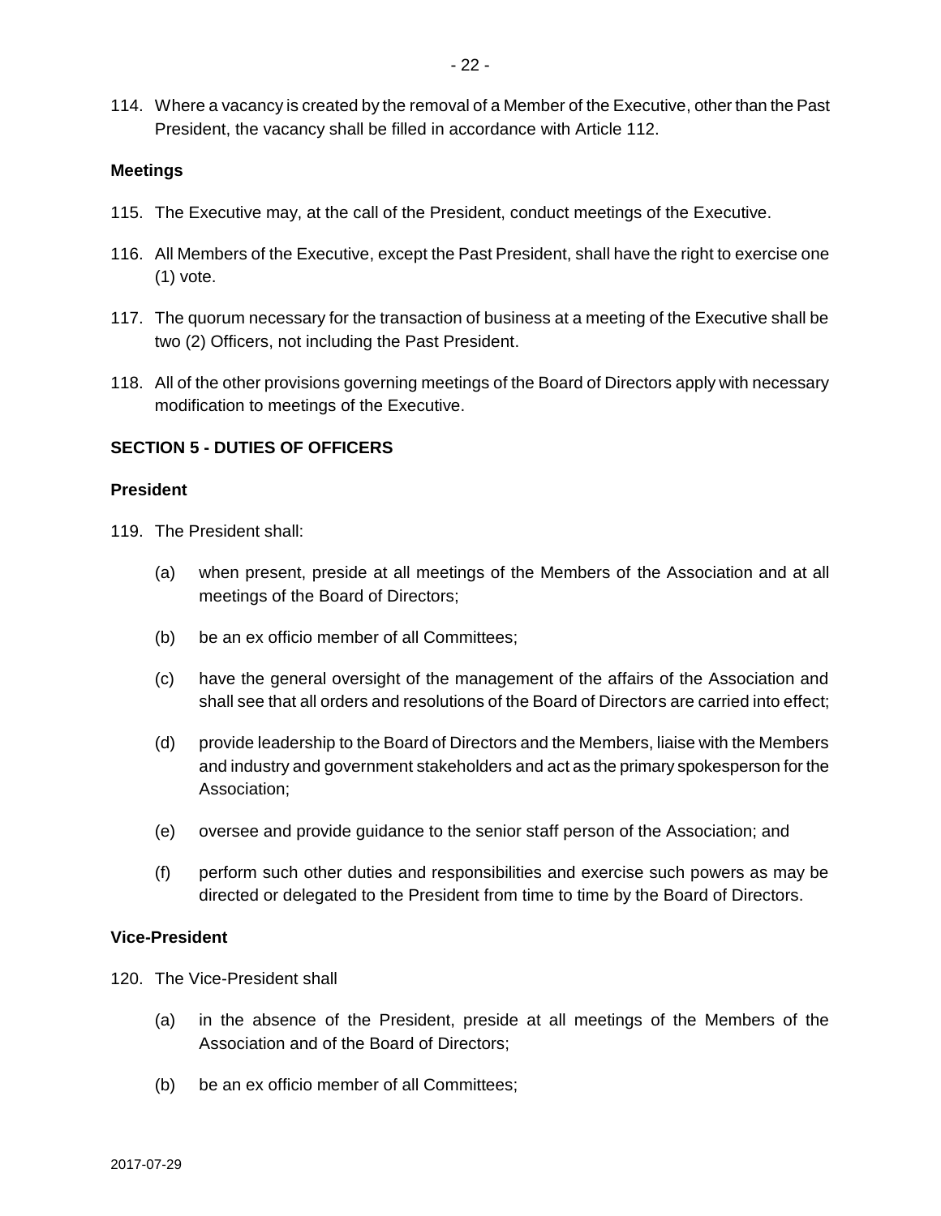114. Where a vacancy is created by the removal of a Member of the Executive, other than the Past President, the vacancy shall be filled in accordance with Article 112.

**Meetings**

115. The Executive may, at the call of the President, conduct meetings of the Executive.

116. All Members of the Executive, except the Past President, shall have the right to exercise one (1) vote.

117. The quorum necessary for the transaction of business at a meeting of the Executive shall be two (2) Officers, not including the Past President.

118. All of the other provisions governing meetings of the Board of Directors apply with necessary modification to meetings of the Executive.

**SECTION 5 - DUTIES OF OFFICERS**

**President**

119. The President shall:

(a) when present, preside at all meetings of the Members of the Association and at all meetings of the Board of Directors;

(b) be an ex officio member of all Committees;

(c) have the general oversight of the management of the affairs of the Association and shall see that all orders and resolutions of the Board of Directors are carried into effect;

(d) provide leadership to the Board of Directors and the Members, liaise with the Members and industry and government stakeholders and act as the primary spokesperson for the Association;

(e) oversee and provide guidance to the senior staff person of the Association; and

(f) perform such other duties and responsibilities and exercise such powers as may be directed or delegated to the President from time to time by the Board of Directors.

**Vice-President**

120. The Vice-President shall

(a) in the absence of the President, preside at all meetings of the Members of the Association and of the Board of Directors;

(b) be an ex officio member of all Committees;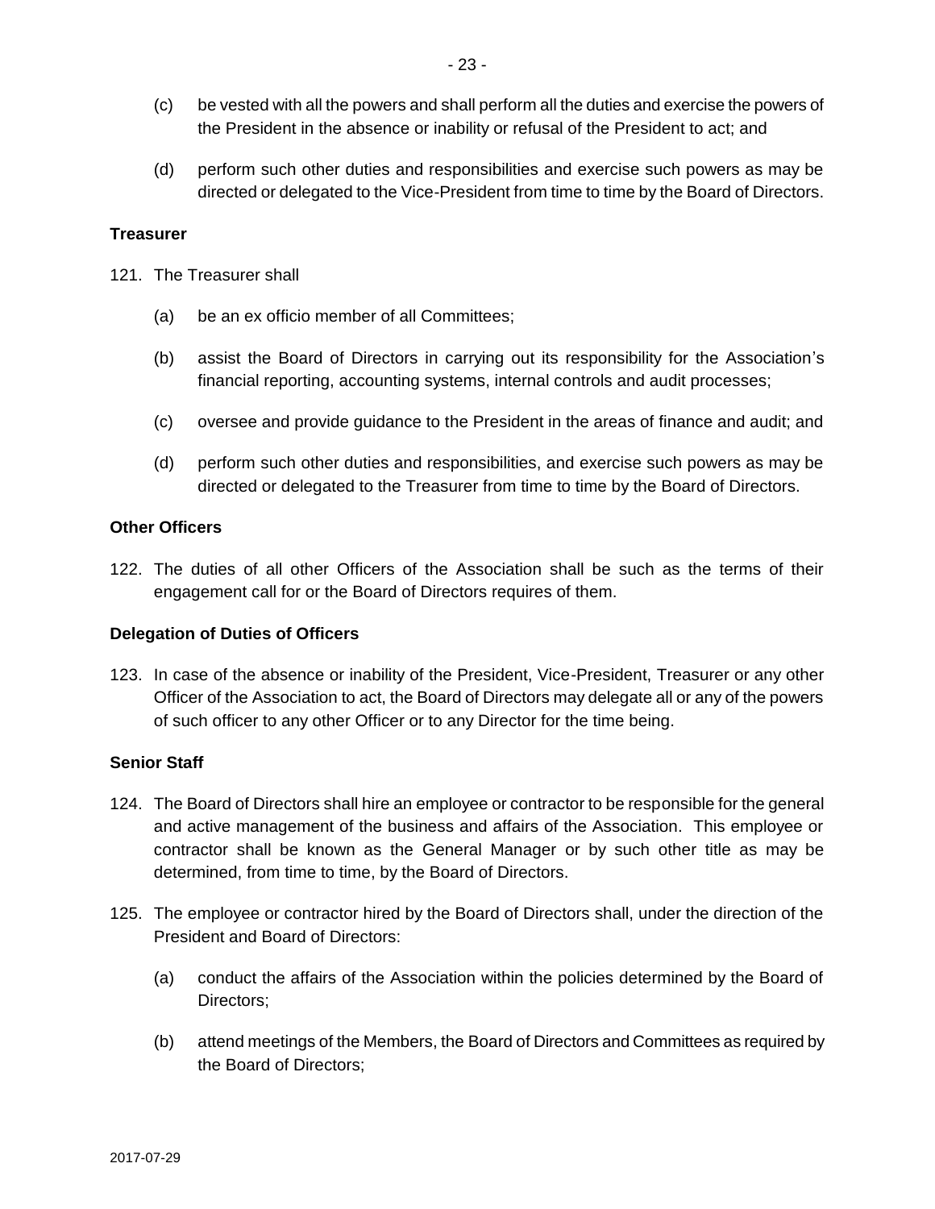(c) be vested with all the powers and shall perform all the duties and exercise the powers of the President in the absence or inability or refusal of the President to act; and

(d) perform such other duties and responsibilities and exercise such powers as may be directed or delegated to the Vice-President from time to time by the Board of Directors.

**Treasurer**

121. The Treasurer shall

(a) be an ex officio member of all Committees;

(b) assist the Board of Directors in carrying out its responsibility for the Association's financial reporting, accounting systems, internal controls and audit processes;

(c) oversee and provide guidance to the President in the areas of finance and audit; and

(d) perform such other duties and responsibilities, and exercise such powers as may be directed or delegated to the Treasurer from time to time by the Board of Directors.

**Other Officers**

122. The duties of all other Officers of the Association shall be such as the terms of their engagement call for or the Board of Directors requires of them.

**Delegation of Duties of Officers**

123. In case of the absence or inability of the President, Vice-President, Treasurer or any other Officer of the Association to act, the Board of Directors may delegate all or any of the powers of such officer to any other Officer or to any Director for the time being.

**Senior Staff**

124. The Board of Directors shall hire an employee or contractor to be responsible for the general and active management of the business and affairs of the Association. This employee or contractor shall be known as the General Manager or by such other title as may be determined, from time to time, by the Board of Directors.

125. The employee or contractor hired by the Board of Directors shall, under the direction of the President and Board of Directors:

(a) conduct the affairs of the Association within the policies determined by the Board of Directors;

(b) attend meetings of the Members, the Board of Directors and Committees as required by the Board of Directors;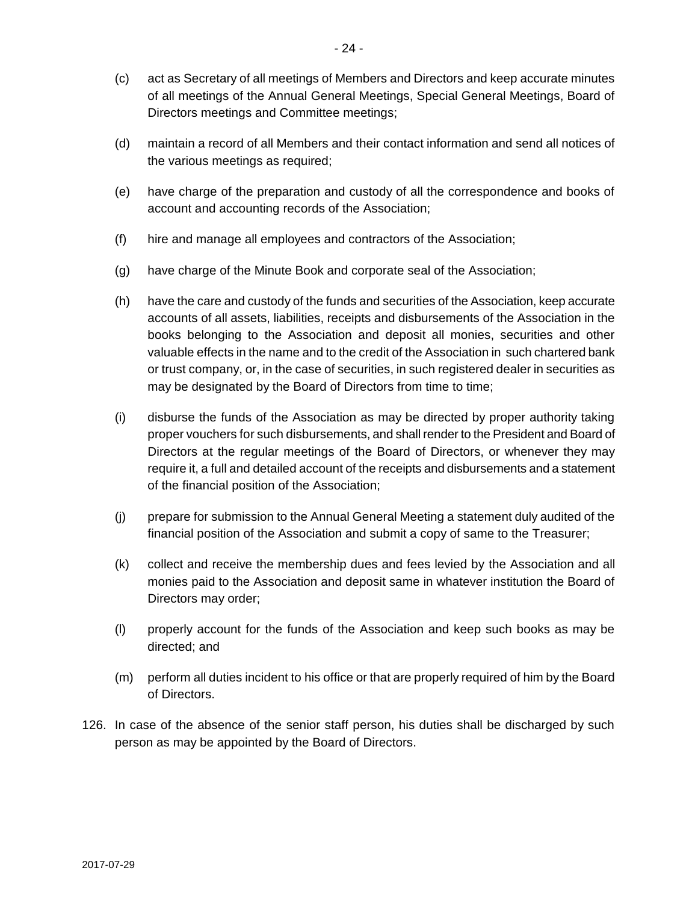(c) act as Secretary of all meetings of Members and Directors and keep accurate minutes of all meetings of the Annual General Meetings, Special General Meetings, Board of Directors meetings and Committee meetings;

(d) maintain a record of all Members and their contact information and send all notices of the various meetings as required;

(e) have charge of the preparation and custody of all the correspondence and books of account and accounting records of the Association;

(f) hire and manage all employees and contractors of the Association;

(g) have charge of the Minute Book and corporate seal of the Association;

(h) have the care and custody of the funds and securities of the Association, keep accurate accounts of all assets, liabilities, receipts and disbursements of the Association in the books belonging to the Association and deposit all monies, securities and other valuable effects in the name and to the credit of the Association in such chartered bank or trust company, or, in the case of securities, in such registered dealer in securities as may be designated by the Board of Directors from time to time;

(i) disburse the funds of the Association as may be directed by proper authority taking proper vouchers for such disbursements, and shall render to the President and Board of Directors at the regular meetings of the Board of Directors, or whenever they may require it, a full and detailed account of the receipts and disbursements and a statement of the financial position of the Association;

(j) prepare for submission to the Annual General Meeting a statement duly audited of the financial position of the Association and submit a copy of same to the Treasurer;

(k) collect and receive the membership dues and fees levied by the Association and all monies paid to the Association and deposit same in whatever institution the Board of Directors may order;

(l) properly account for the funds of the Association and keep such books as may be directed; and

(m) perform all duties incident to his office or that are properly required of him by the Board of Directors.

126. In case of the absence of the senior staff person, his duties shall be discharged by such person as may be appointed by the Board of Directors.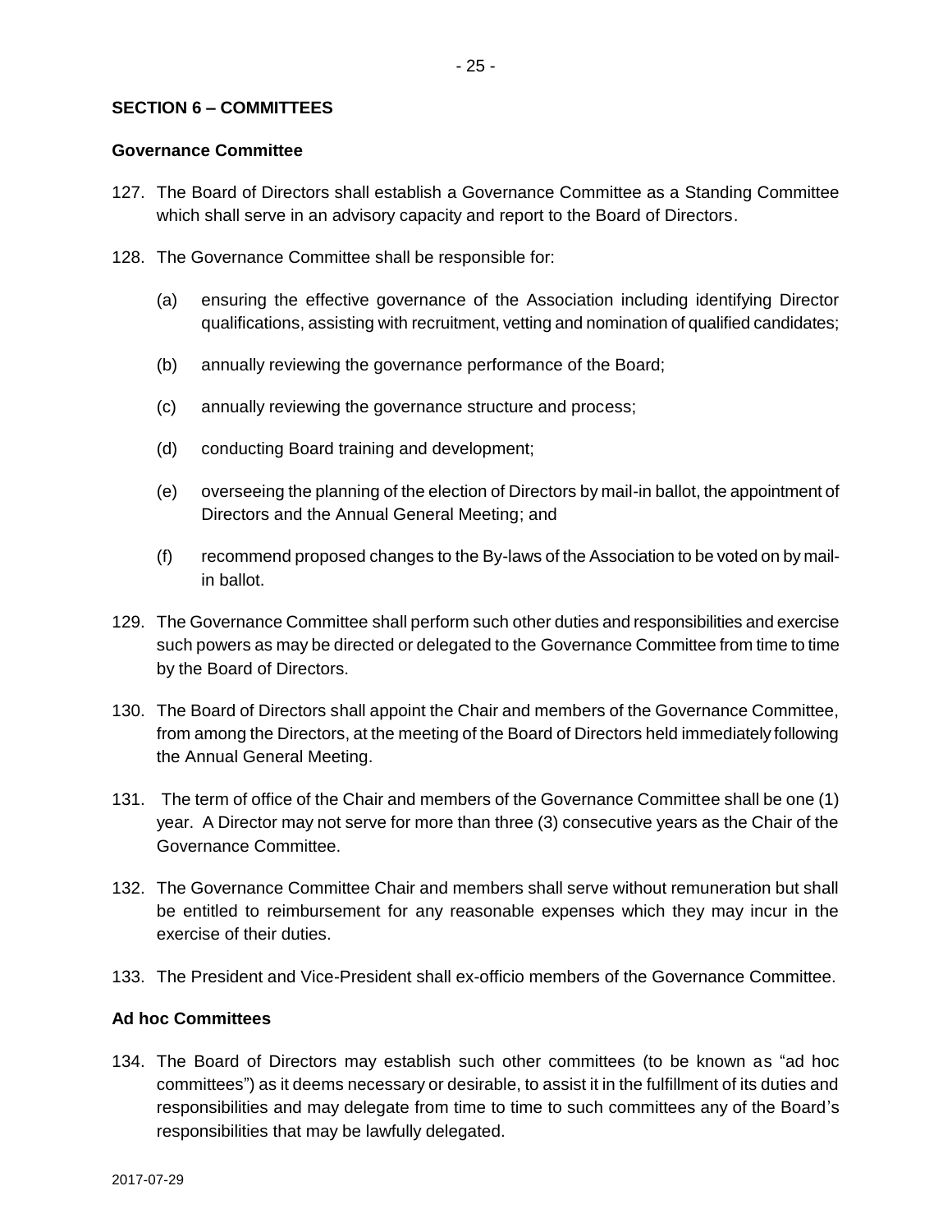## SECTION 6 – COMMITTEES

### Governance Committee

127. The Board of Directors shall establish a Governance Committee as a Standing Committee which shall serve in an advisory capacity and report to the Board of Directors.

128. The Governance Committee shall be responsible for:

    (a) ensuring the effective governance of the Association including identifying Director qualifications, assisting with recruitment, vetting and nomination of qualified candidates;

    (b) annually reviewing the governance performance of the Board;

    (c) annually reviewing the governance structure and process;

    (d) conducting Board training and development;

    (e) overseeing the planning of the election of Directors by mail-in ballot, the appointment of Directors and the Annual General Meeting; and

    (f) recommend proposed changes to the By-laws of the Association to be voted on by mail-in ballot.

129. The Governance Committee shall perform such other duties and responsibilities and exercise such powers as may be directed or delegated to the Governance Committee from time to time by the Board of Directors.

130. The Board of Directors shall appoint the Chair and members of the Governance Committee, from among the Directors, at the meeting of the Board of Directors held immediately following the Annual General Meeting.

131. The term of office of the Chair and members of the Governance Committee shall be one (1) year. A Director may not serve for more than three (3) consecutive years as the Chair of the Governance Committee.

132. The Governance Committee Chair and members shall serve without remuneration but shall be entitled to reimbursement for any reasonable expenses which they may incur in the exercise of their duties.

133. The President and Vice-President shall ex-officio members of the Governance Committee.

### Ad hoc Committees

134. The Board of Directors may establish such other committees (to be known as "ad hoc committees") as it deems necessary or desirable, to assist it in the fulfillment of its duties and responsibilities and may delegate from time to time to such committees any of the Board's responsibilities that may be lawfully delegated.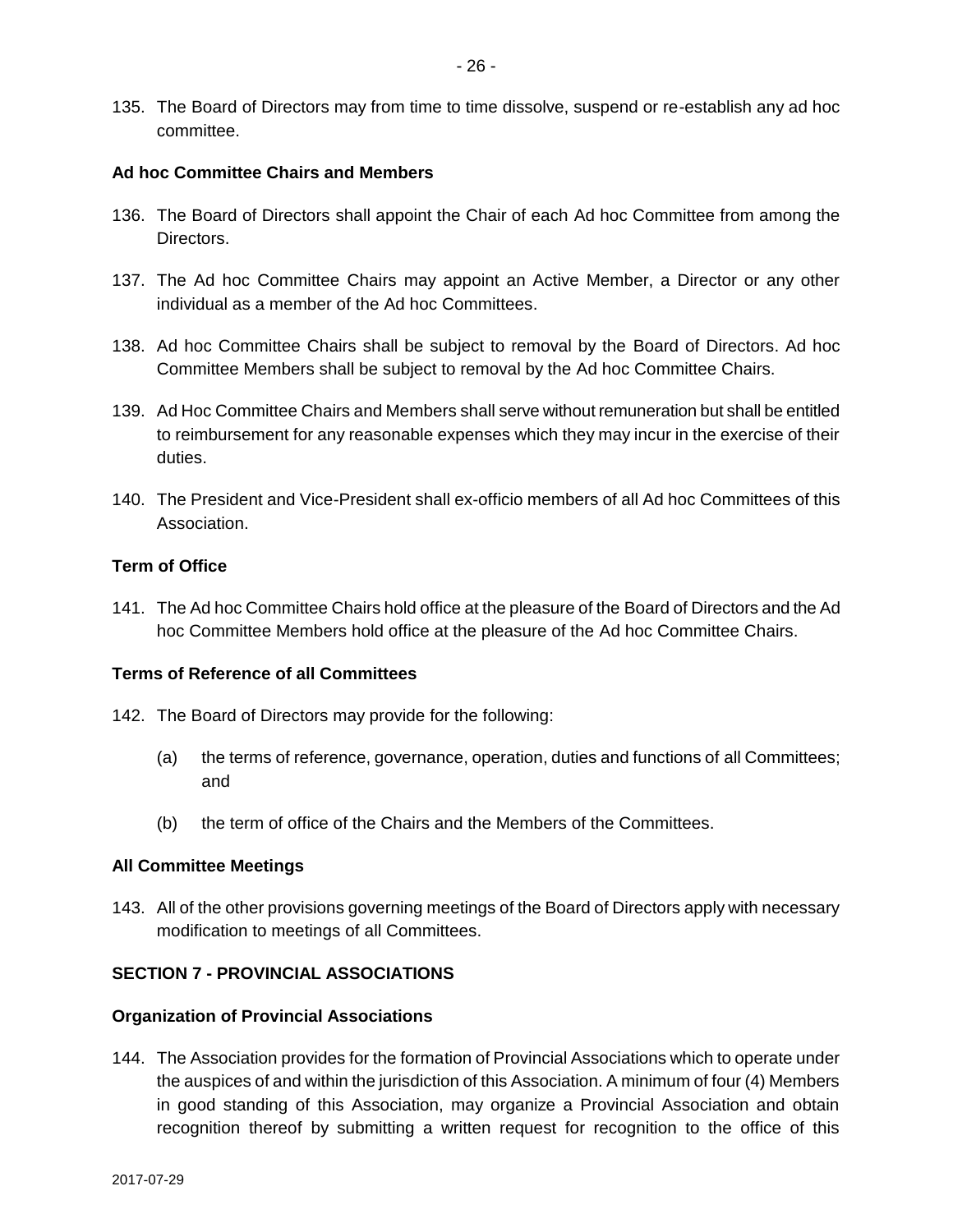135. The Board of Directors may from time to time dissolve, suspend or re-establish any ad hoc committee.

**Ad hoc Committee Chairs and Members**

136. The Board of Directors shall appoint the Chair of each Ad hoc Committee from among the Directors.

137. The Ad hoc Committee Chairs may appoint an Active Member, a Director or any other individual as a member of the Ad hoc Committees.

138. Ad hoc Committee Chairs shall be subject to removal by the Board of Directors. Ad hoc Committee Members shall be subject to removal by the Ad hoc Committee Chairs.

139. Ad Hoc Committee Chairs and Members shall serve without remuneration but shall be entitled to reimbursement for any reasonable expenses which they may incur in the exercise of their duties.

140. The President and Vice-President shall ex-officio members of all Ad hoc Committees of this Association.

**Term of Office**

141. The Ad hoc Committee Chairs hold office at the pleasure of the Board of Directors and the Ad hoc Committee Members hold office at the pleasure of the Ad hoc Committee Chairs.

**Terms of Reference of all Committees**

142. The Board of Directors may provide for the following:

    (a) the terms of reference, governance, operation, duties and functions of all Committees; and

    (b) the term of office of the Chairs and the Members of the Committees.

**All Committee Meetings**

143. All of the other provisions governing meetings of the Board of Directors apply with necessary modification to meetings of all Committees.

**SECTION 7 - PROVINCIAL ASSOCIATIONS**

**Organization of Provincial Associations**

144. The Association provides for the formation of Provincial Associations which to operate under the auspices of and within the jurisdiction of this Association. A minimum of four (4) Members in good standing of this Association, may organize a Provincial Association and obtain recognition thereof by submitting a written request for recognition to the office of this

2017-07-29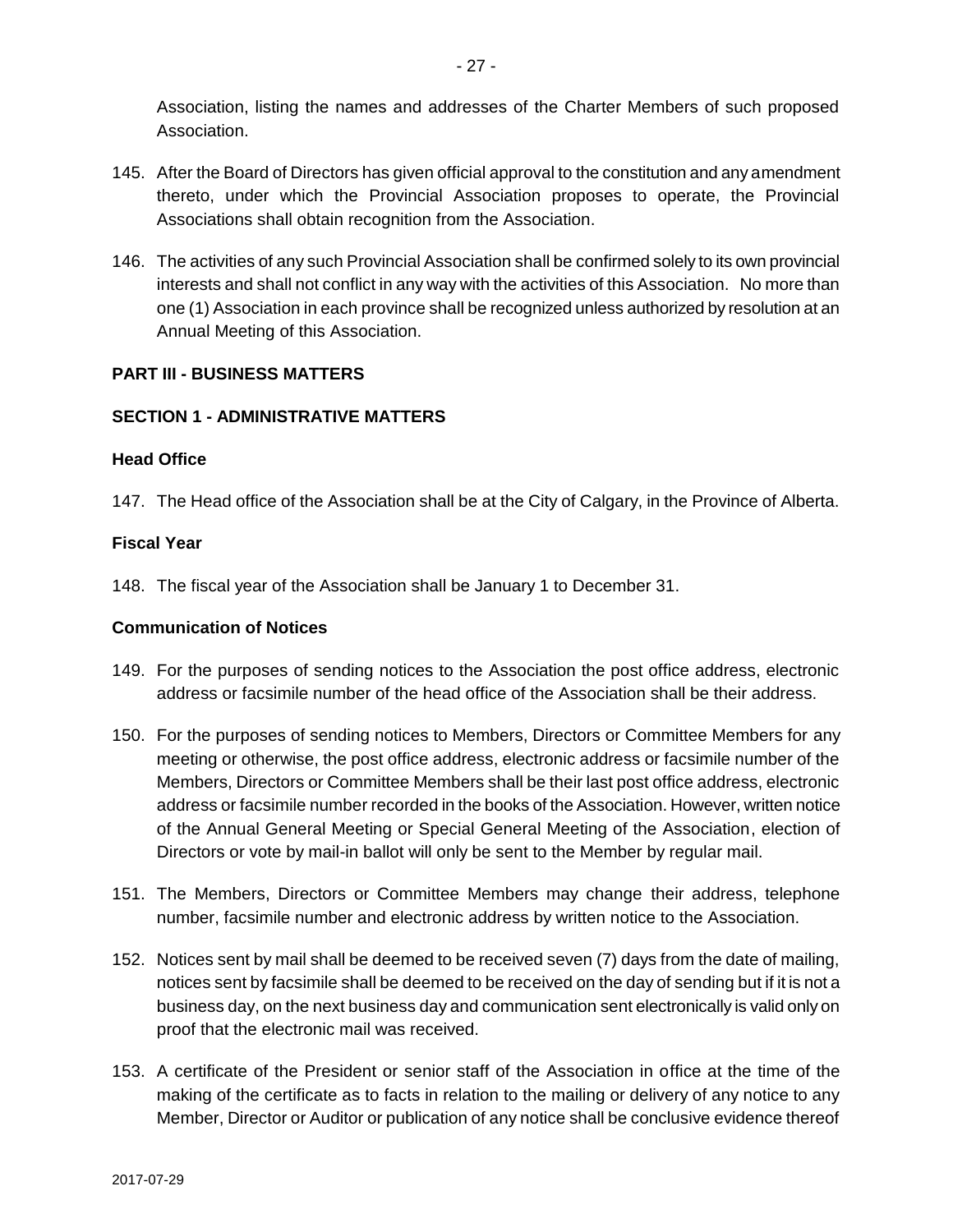Association, listing the names and addresses of the Charter Members of such proposed Association.

145. After the Board of Directors has given official approval to the constitution and any amendment thereto, under which the Provincial Association proposes to operate, the Provincial Associations shall obtain recognition from the Association.

146. The activities of any such Provincial Association shall be confirmed solely to its own provincial interests and shall not conflict in any way with the activities of this Association. No more than one (1) Association in each province shall be recognized unless authorized by resolution at an Annual Meeting of this Association.

## PART III - BUSINESS MATTERS

## SECTION 1 - ADMINISTRATIVE MATTERS

### Head Office

147. The Head office of the Association shall be at the City of Calgary, in the Province of Alberta.

### Fiscal Year

148. The fiscal year of the Association shall be January 1 to December 31.

### Communication of Notices

149. For the purposes of sending notices to the Association the post office address, electronic address or facsimile number of the head office of the Association shall be their address.

150. For the purposes of sending notices to Members, Directors or Committee Members for any meeting or otherwise, the post office address, electronic address or facsimile number of the Members, Directors or Committee Members shall be their last post office address, electronic address or facsimile number recorded in the books of the Association. However, written notice of the Annual General Meeting or Special General Meeting of the Association, election of Directors or vote by mail-in ballot will only be sent to the Member by regular mail.

151. The Members, Directors or Committee Members may change their address, telephone number, facsimile number and electronic address by written notice to the Association.

152. Notices sent by mail shall be deemed to be received seven (7) days from the date of mailing, notices sent by facsimile shall be deemed to be received on the day of sending but if it is not a business day, on the next business day and communication sent electronically is valid only on proof that the electronic mail was received.

153. A certificate of the President or senior staff of the Association in office at the time of the making of the certificate as to facts in relation to the mailing or delivery of any notice to any Member, Director or Auditor or publication of any notice shall be conclusive evidence thereof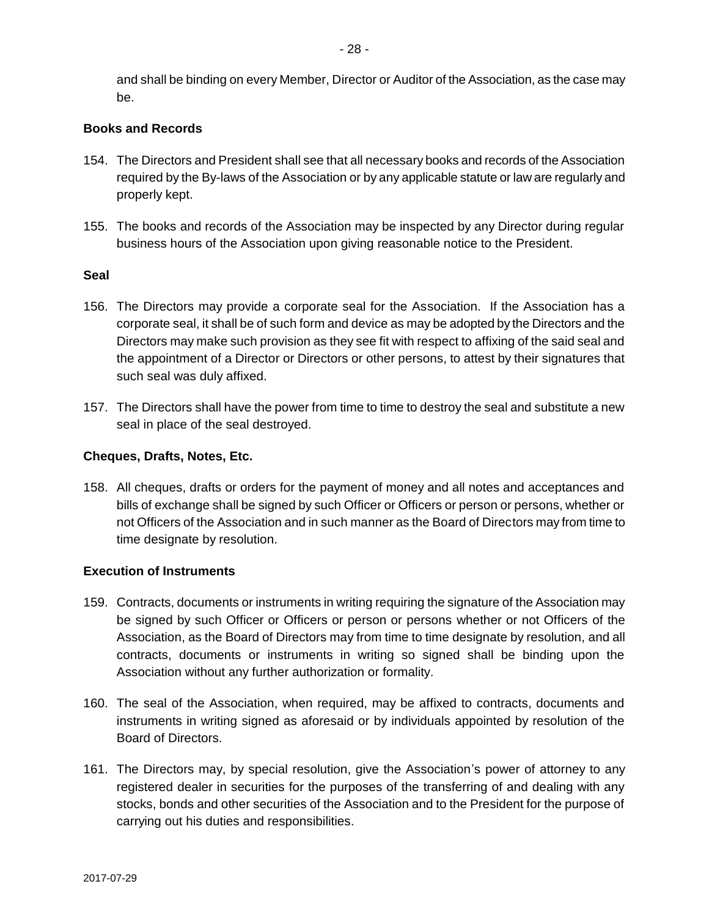and shall be binding on every Member, Director or Auditor of the Association, as the case may be.

**Books and Records**

154. The Directors and President shall see that all necessary books and records of the Association required by the By-laws of the Association or by any applicable statute or law are regularly and properly kept.

155. The books and records of the Association may be inspected by any Director during regular business hours of the Association upon giving reasonable notice to the President.

**Seal**

156. The Directors may provide a corporate seal for the Association. If the Association has a corporate seal, it shall be of such form and device as may be adopted by the Directors and the Directors may make such provision as they see fit with respect to affixing of the said seal and the appointment of a Director or Directors or other persons, to attest by their signatures that such seal was duly affixed.

157. The Directors shall have the power from time to time to destroy the seal and substitute a new seal in place of the seal destroyed.

**Cheques, Drafts, Notes, Etc.**

158. All cheques, drafts or orders for the payment of money and all notes and acceptances and bills of exchange shall be signed by such Officer or Officers or person or persons, whether or not Officers of the Association and in such manner as the Board of Directors may from time to time designate by resolution.

**Execution of Instruments**

159. Contracts, documents or instruments in writing requiring the signature of the Association may be signed by such Officer or Officers or person or persons whether or not Officers of the Association, as the Board of Directors may from time to time designate by resolution, and all contracts, documents or instruments in writing so signed shall be binding upon the Association without any further authorization or formality.

160. The seal of the Association, when required, may be affixed to contracts, documents and instruments in writing signed as aforesaid or by individuals appointed by resolution of the Board of Directors.

161. The Directors may, by special resolution, give the Association's power of attorney to any registered dealer in securities for the purposes of the transferring of and dealing with any stocks, bonds and other securities of the Association and to the President for the purpose of carrying out his duties and responsibilities.

2017-07-29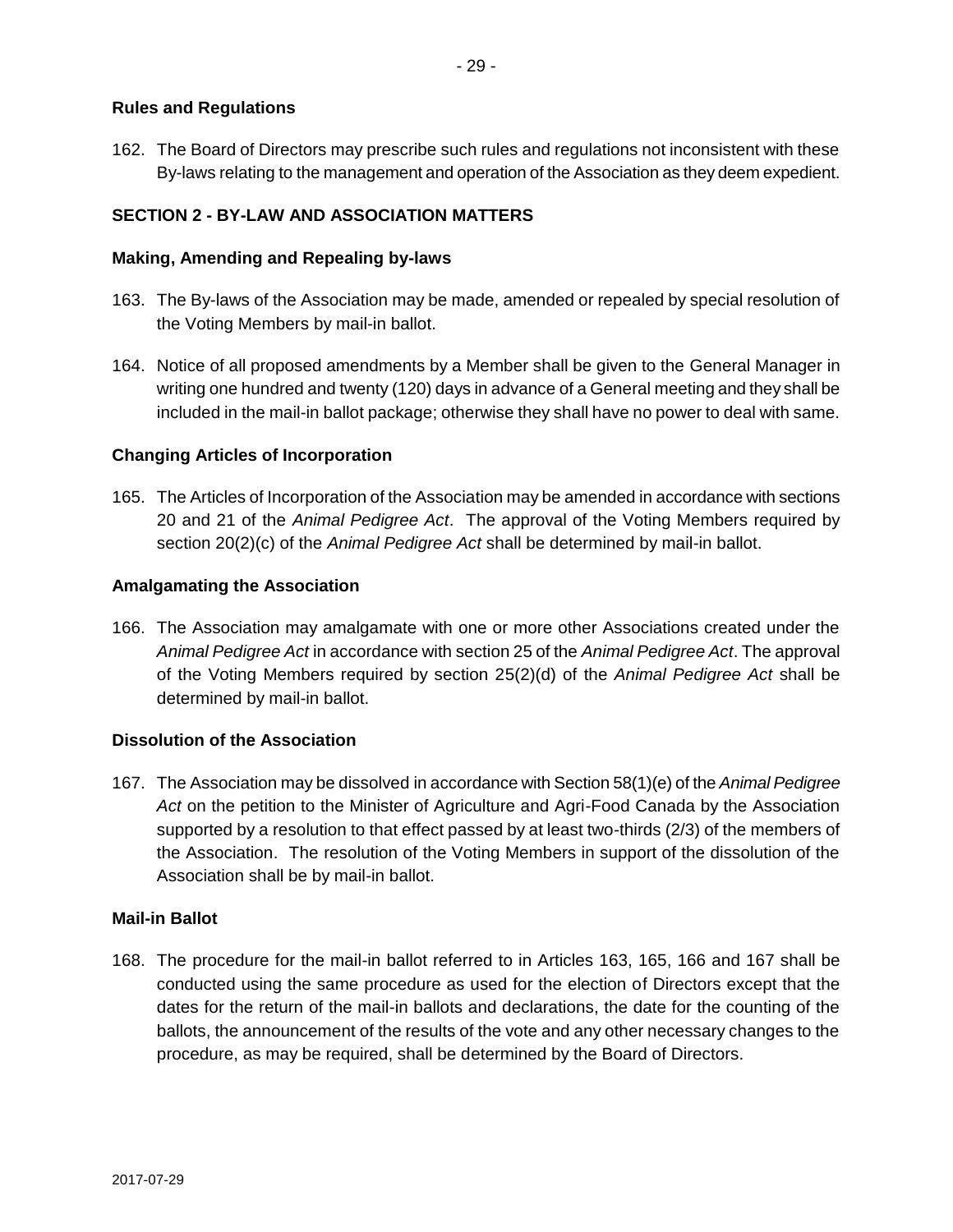### Rules and Regulations

162. The Board of Directors may prescribe such rules and regulations not inconsistent with these By-laws relating to the management and operation of the Association as they deem expedient.

## SECTION 2 - BY-LAW AND ASSOCIATION MATTERS

### Making, Amending and Repealing by-laws

163. The By-laws of the Association may be made, amended or repealed by special resolution of the Voting Members by mail-in ballot.

164. Notice of all proposed amendments by a Member shall be given to the General Manager in writing one hundred and twenty (120) days in advance of a General meeting and they shall be included in the mail-in ballot package; otherwise they shall have no power to deal with same.

### Changing Articles of Incorporation

165. The Articles of Incorporation of the Association may be amended in accordance with sections 20 and 21 of the *Animal Pedigree Act*. The approval of the Voting Members required by section 20(2)(c) of the *Animal Pedigree Act* shall be determined by mail-in ballot.

### Amalgamating the Association

166. The Association may amalgamate with one or more other Associations created under the *Animal Pedigree Act* in accordance with section 25 of the *Animal Pedigree Act*. The approval of the Voting Members required by section 25(2)(d) of the *Animal Pedigree Act* shall be determined by mail-in ballot.

### Dissolution of the Association

167. The Association may be dissolved in accordance with Section 58(1)(e) of the *Animal Pedigree Act* on the petition to the Minister of Agriculture and Agri-Food Canada by the Association supported by a resolution to that effect passed by at least two-thirds (2/3) of the members of the Association. The resolution of the Voting Members in support of the dissolution of the Association shall be by mail-in ballot.

### Mail-in Ballot

168. The procedure for the mail-in ballot referred to in Articles 163, 165, 166 and 167 shall be conducted using the same procedure as used for the election of Directors except that the dates for the return of the mail-in ballots and declarations, the date for the counting of the ballots, the announcement of the results of the vote and any other necessary changes to the procedure, as may be required, shall be determined by the Board of Directors.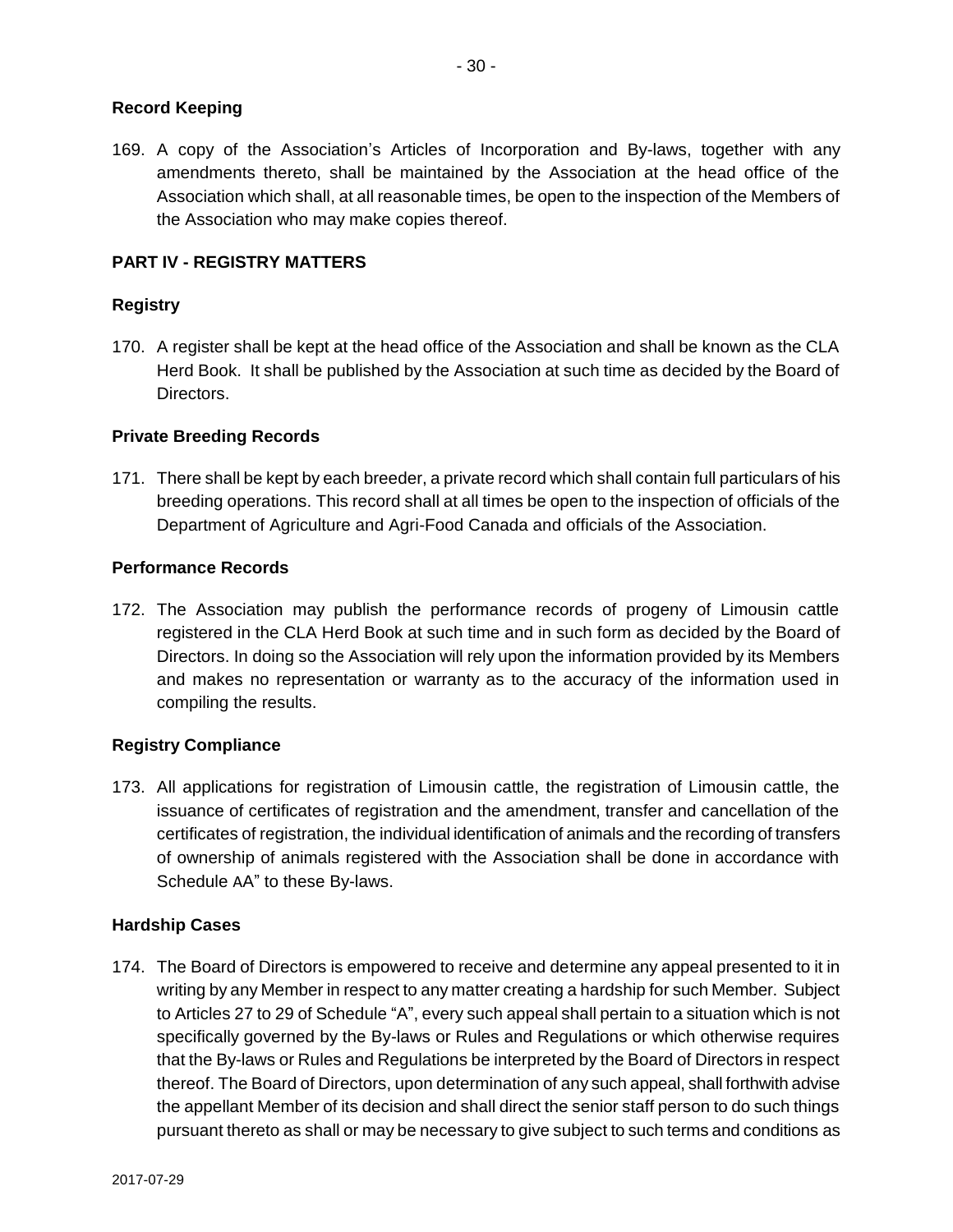### Record Keeping

169. A copy of the Association's Articles of Incorporation and By-laws, together with any amendments thereto, shall be maintained by the Association at the head office of the Association which shall, at all reasonable times, be open to the inspection of the Members of the Association who may make copies thereof.

## PART IV - REGISTRY MATTERS

### Registry

170. A register shall be kept at the head office of the Association and shall be known as the CLA Herd Book. It shall be published by the Association at such time as decided by the Board of Directors.

### Private Breeding Records

171. There shall be kept by each breeder, a private record which shall contain full particulars of his breeding operations. This record shall at all times be open to the inspection of officials of the Department of Agriculture and Agri-Food Canada and officials of the Association.

### Performance Records

172. The Association may publish the performance records of progeny of Limousin cattle registered in the CLA Herd Book at such time and in such form as decided by the Board of Directors. In doing so the Association will rely upon the information provided by its Members and makes no representation or warranty as to the accuracy of the information used in compiling the results.

### Registry Compliance

173. All applications for registration of Limousin cattle, the registration of Limousin cattle, the issuance of certificates of registration and the amendment, transfer and cancellation of the certificates of registration, the individual identification of animals and the recording of transfers of ownership of animals registered with the Association shall be done in accordance with Schedule AA" to these By-laws.

### Hardship Cases

174. The Board of Directors is empowered to receive and determine any appeal presented to it in writing by any Member in respect to any matter creating a hardship for such Member. Subject to Articles 27 to 29 of Schedule "A", every such appeal shall pertain to a situation which is not specifically governed by the By-laws or Rules and Regulations or which otherwise requires that the By-laws or Rules and Regulations be interpreted by the Board of Directors in respect thereof. The Board of Directors, upon determination of any such appeal, shall forthwith advise the appellant Member of its decision and shall direct the senior staff person to do such things pursuant thereto as shall or may be necessary to give subject to such terms and conditions as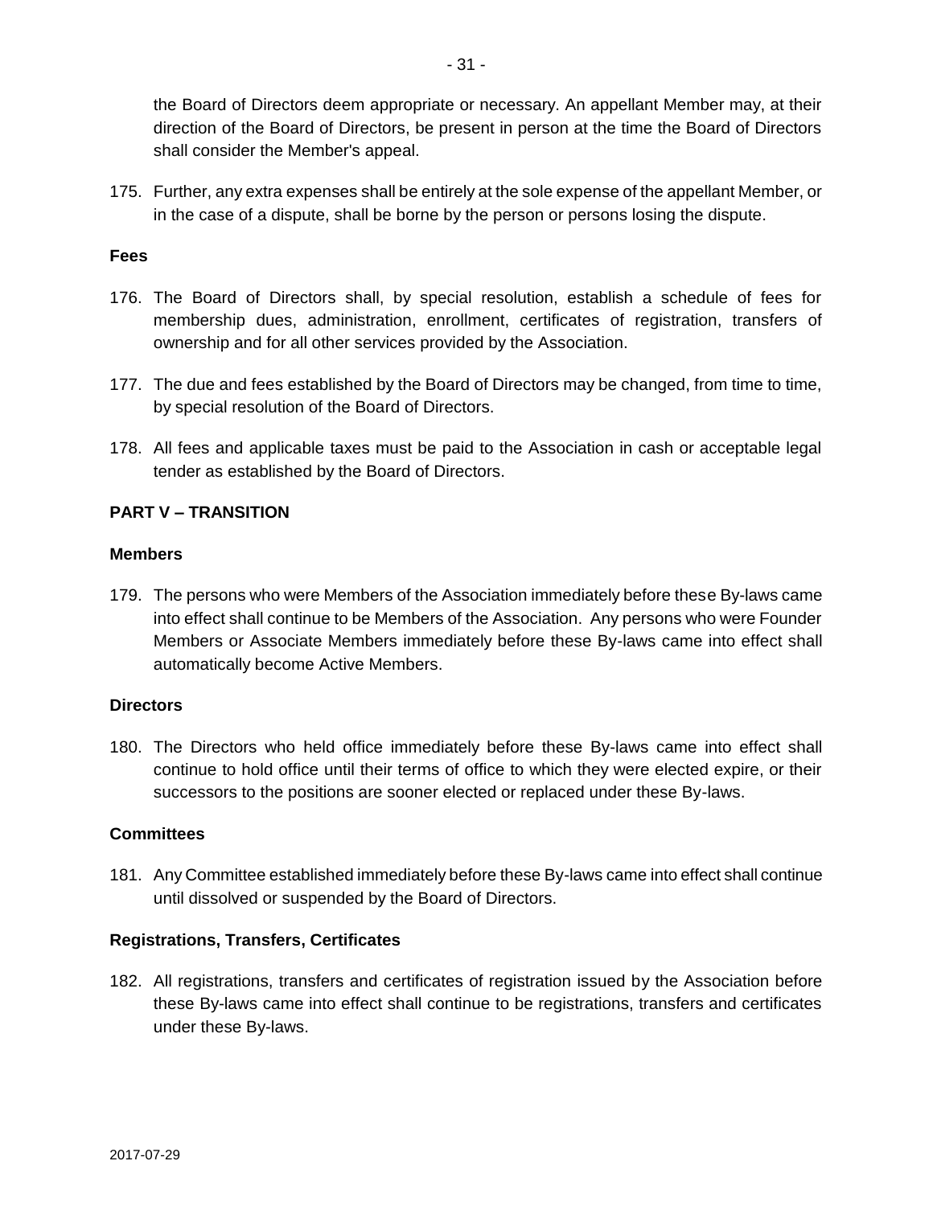the Board of Directors deem appropriate or necessary. An appellant Member may, at their direction of the Board of Directors, be present in person at the time the Board of Directors shall consider the Member's appeal.

175. Further, any extra expenses shall be entirely at the sole expense of the appellant Member, or in the case of a dispute, shall be borne by the person or persons losing the dispute.

**Fees**

176. The Board of Directors shall, by special resolution, establish a schedule of fees for membership dues, administration, enrollment, certificates of registration, transfers of ownership and for all other services provided by the Association.

177. The due and fees established by the Board of Directors may be changed, from time to time, by special resolution of the Board of Directors.

178. All fees and applicable taxes must be paid to the Association in cash or acceptable legal tender as established by the Board of Directors.

## PART V – TRANSITION

**Members**

179. The persons who were Members of the Association immediately before these By-laws came into effect shall continue to be Members of the Association. Any persons who were Founder Members or Associate Members immediately before these By-laws came into effect shall automatically become Active Members.

**Directors**

180. The Directors who held office immediately before these By-laws came into effect shall continue to hold office until their terms of office to which they were elected expire, or their successors to the positions are sooner elected or replaced under these By-laws.

**Committees**

181. Any Committee established immediately before these By-laws came into effect shall continue until dissolved or suspended by the Board of Directors.

**Registrations, Transfers, Certificates**

182. All registrations, transfers and certificates of registration issued by the Association before these By-laws came into effect shall continue to be registrations, transfers and certificates under these By-laws.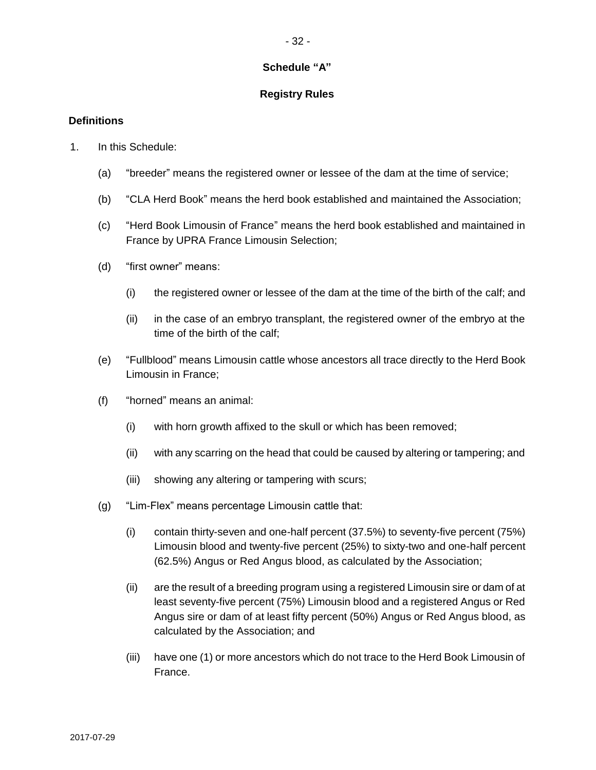## Schedule "A"

## Registry Rules

### Definitions

1. In this Schedule:

   (a) "breeder" means the registered owner or lessee of the dam at the time of service;

   (b) "CLA Herd Book" means the herd book established and maintained the Association;

   (c) "Herd Book Limousin of France" means the herd book established and maintained in France by UPRA France Limousin Selection;

   (d) "first owner" means:

      (i) the registered owner or lessee of the dam at the time of the birth of the calf; and

      (ii) in the case of an embryo transplant, the registered owner of the embryo at the time of the birth of the calf;

   (e) "Fullblood" means Limousin cattle whose ancestors all trace directly to the Herd Book Limousin in France;

   (f) "horned" means an animal:

      (i) with horn growth affixed to the skull or which has been removed;

      (ii) with any scarring on the head that could be caused by altering or tampering; and

      (iii) showing any altering or tampering with scurs;

   (g) "Lim-Flex" means percentage Limousin cattle that:

      (i) contain thirty-seven and one-half percent (37.5%) to seventy-five percent (75%) Limousin blood and twenty-five percent (25%) to sixty-two and one-half percent (62.5%) Angus or Red Angus blood, as calculated by the Association;

      (ii) are the result of a breeding program using a registered Limousin sire or dam of at least seventy-five percent (75%) Limousin blood and a registered Angus or Red Angus sire or dam of at least fifty percent (50%) Angus or Red Angus blood, as calculated by the Association; and

      (iii) have one (1) or more ancestors which do not trace to the Herd Book Limousin of France.

2017-07-29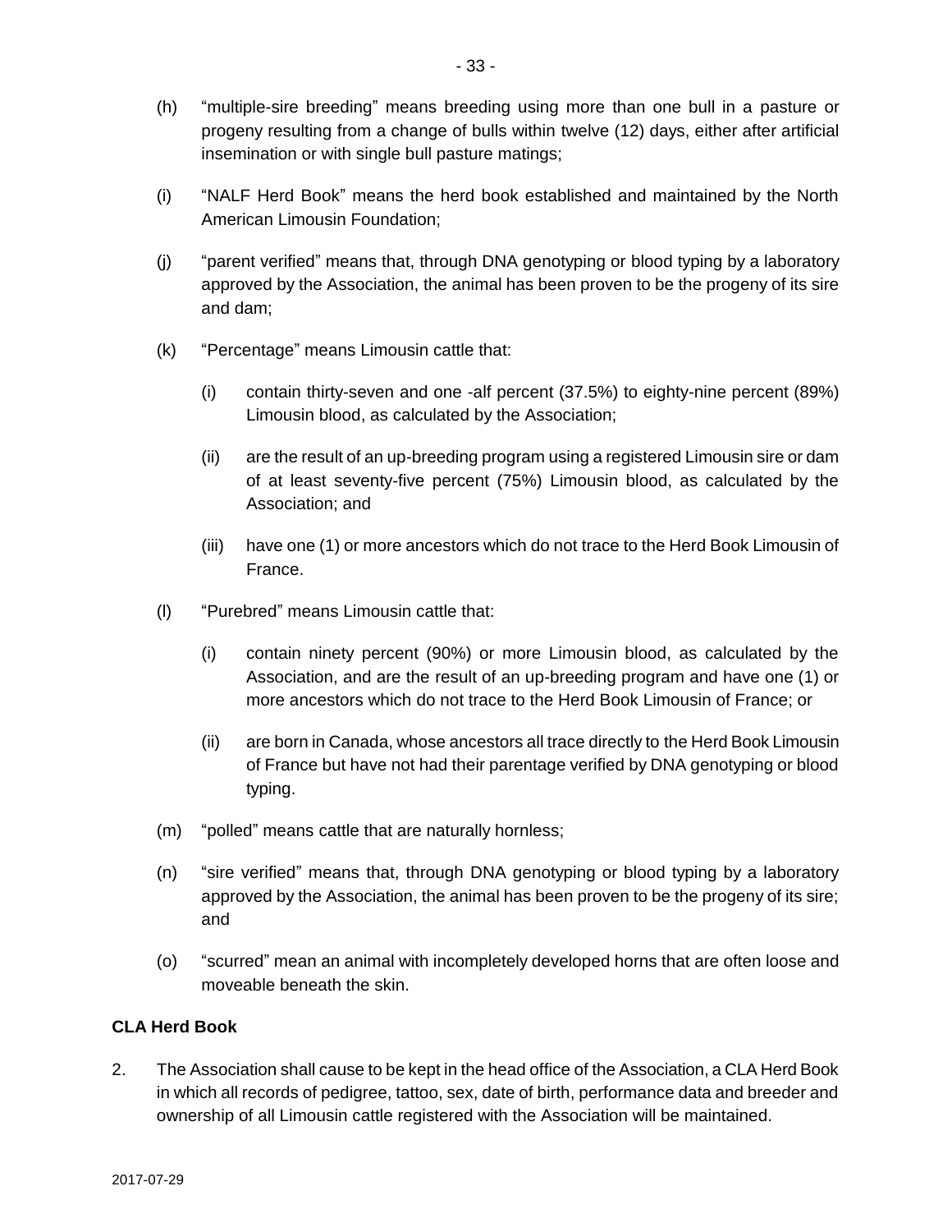(h) “multiple-sire breeding” means breeding using more than one bull in a pasture or progeny resulting from a change of bulls within twelve (12) days, either after artificial insemination or with single bull pasture matings;

(i) “NALF Herd Book” means the herd book established and maintained by the North American Limousin Foundation;

(j) “parent verified” means that, through DNA genotyping or blood typing by a laboratory approved by the Association, the animal has been proven to be the progeny of its sire and dam;

(k) “Percentage” means Limousin cattle that:

(i) contain thirty-seven and one -alf percent (37.5%) to eighty-nine percent (89%) Limousin blood, as calculated by the Association;

(ii) are the result of an up-breeding program using a registered Limousin sire or dam of at least seventy-five percent (75%) Limousin blood, as calculated by the Association; and

(iii) have one (1) or more ancestors which do not trace to the Herd Book Limousin of France.

(l) “Purebred” means Limousin cattle that:

(i) contain ninety percent (90%) or more Limousin blood, as calculated by the Association, and are the result of an up-breeding program and have one (1) or more ancestors which do not trace to the Herd Book Limousin of France; or

(ii) are born in Canada, whose ancestors all trace directly to the Herd Book Limousin of France but have not had their parentage verified by DNA genotyping or blood typing.

(m) “polled” means cattle that are naturally hornless;

(n) “sire verified” means that, through DNA genotyping or blood typing by a laboratory approved by the Association, the animal has been proven to be the progeny of its sire; and

(o) “scurred” mean an animal with incompletely developed horns that are often loose and moveable beneath the skin.

**CLA Herd Book**

2. The Association shall cause to be kept in the head office of the Association, a CLA Herd Book in which all records of pedigree, tattoo, sex, date of birth, performance data and breeder and ownership of all Limousin cattle registered with the Association will be maintained.

2017-07-29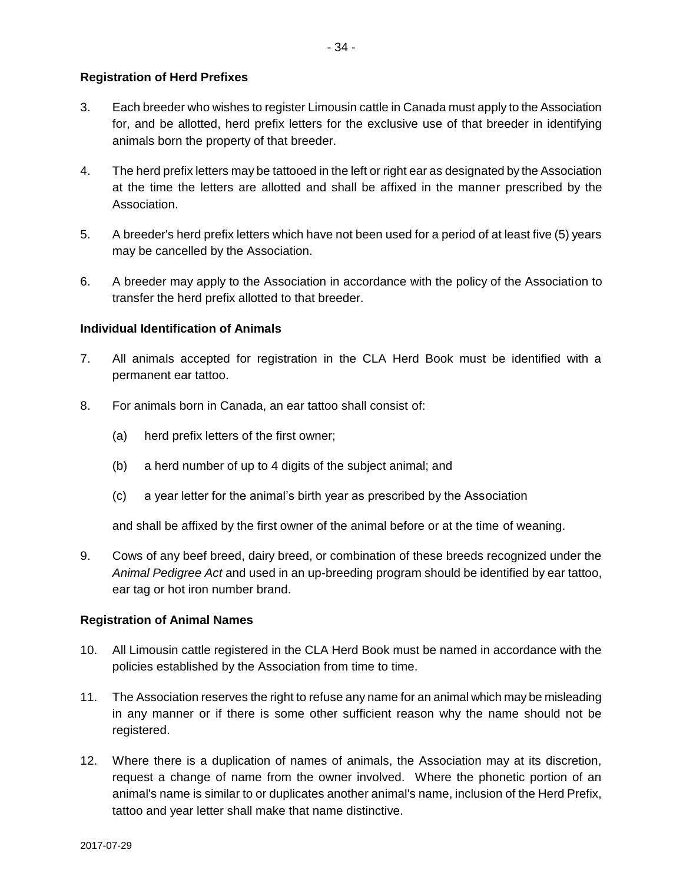### Registration of Herd Prefixes

3. Each breeder who wishes to register Limousin cattle in Canada must apply to the Association for, and be allotted, herd prefix letters for the exclusive use of that breeder in identifying animals born the property of that breeder.

4. The herd prefix letters may be tattooed in the left or right ear as designated by the Association at the time the letters are allotted and shall be affixed in the manner prescribed by the Association.

5. A breeder's herd prefix letters which have not been used for a period of at least five (5) years may be cancelled by the Association.

6. A breeder may apply to the Association in accordance with the policy of the Association to transfer the herd prefix allotted to that breeder.

### Individual Identification of Animals

7. All animals accepted for registration in the CLA Herd Book must be identified with a permanent ear tattoo.

8. For animals born in Canada, an ear tattoo shall consist of:

   (a) herd prefix letters of the first owner;

   (b) a herd number of up to 4 digits of the subject animal; and

   (c) a year letter for the animal's birth year as prescribed by the Association

   and shall be affixed by the first owner of the animal before or at the time of weaning.

9. Cows of any beef breed, dairy breed, or combination of these breeds recognized under the *Animal Pedigree Act* and used in an up-breeding program should be identified by ear tattoo, ear tag or hot iron number brand.

### Registration of Animal Names

10. All Limousin cattle registered in the CLA Herd Book must be named in accordance with the policies established by the Association from time to time.

11. The Association reserves the right to refuse any name for an animal which may be misleading in any manner or if there is some other sufficient reason why the name should not be registered.

12. Where there is a duplication of names of animals, the Association may at its discretion, request a change of name from the owner involved. Where the phonetic portion of an animal's name is similar to or duplicates another animal's name, inclusion of the Herd Prefix, tattoo and year letter shall make that name distinctive.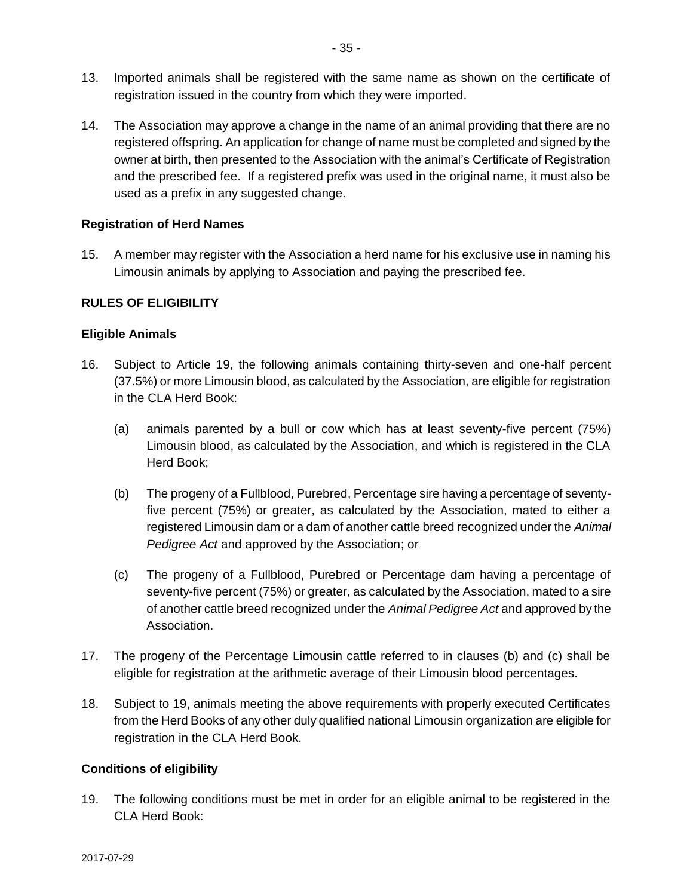13. Imported animals shall be registered with the same name as shown on the certificate of registration issued in the country from which they were imported.

14. The Association may approve a change in the name of an animal providing that there are no registered offspring. An application for change of name must be completed and signed by the owner at birth, then presented to the Association with the animal's Certificate of Registration and the prescribed fee. If a registered prefix was used in the original name, it must also be used as a prefix in any suggested change.

**Registration of Herd Names**

15. A member may register with the Association a herd name for his exclusive use in naming his Limousin animals by applying to Association and paying the prescribed fee.

**RULES OF ELIGIBILITY**

**Eligible Animals**

16. Subject to Article 19, the following animals containing thirty-seven and one-half percent (37.5%) or more Limousin blood, as calculated by the Association, are eligible for registration in the CLA Herd Book:

    (a) animals parented by a bull or cow which has at least seventy-five percent (75%) Limousin blood, as calculated by the Association, and which is registered in the CLA Herd Book;

    (b) The progeny of a Fullblood, Purebred, Percentage sire having a percentage of seventy-five percent (75%) or greater, as calculated by the Association, mated to either a registered Limousin dam or a dam of another cattle breed recognized under the *Animal Pedigree Act* and approved by the Association; or

    (c) The progeny of a Fullblood, Purebred or Percentage dam having a percentage of seventy-five percent (75%) or greater, as calculated by the Association, mated to a sire of another cattle breed recognized under the *Animal Pedigree Act* and approved by the Association.

17. The progeny of the Percentage Limousin cattle referred to in clauses (b) and (c) shall be eligible for registration at the arithmetic average of their Limousin blood percentages.

18. Subject to 19, animals meeting the above requirements with properly executed Certificates from the Herd Books of any other duly qualified national Limousin organization are eligible for registration in the CLA Herd Book.

**Conditions of eligibility**

19. The following conditions must be met in order for an eligible animal to be registered in the CLA Herd Book: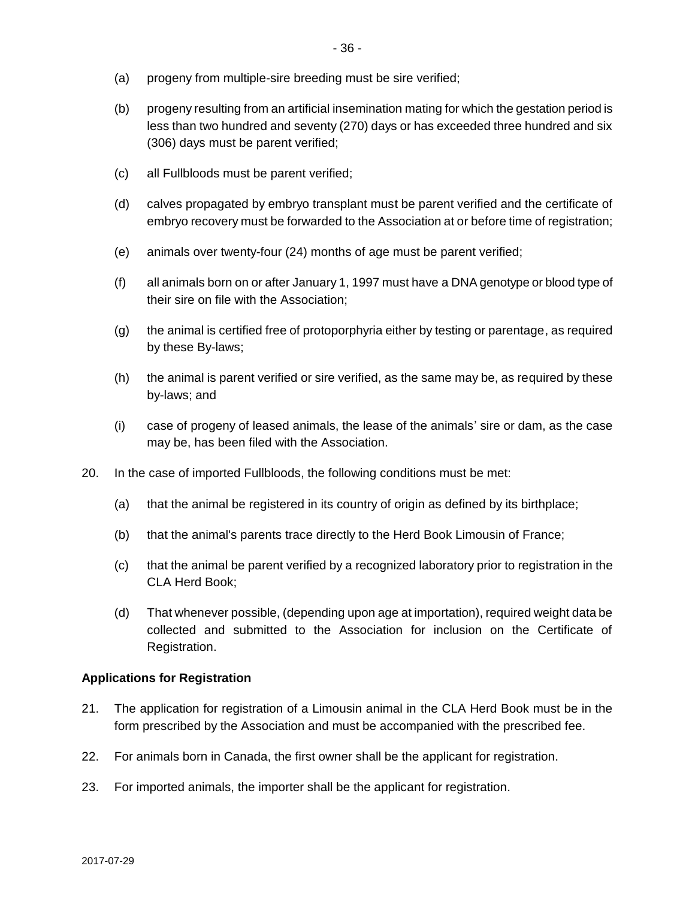(a) progeny from multiple-sire breeding must be sire verified;

(b) progeny resulting from an artificial insemination mating for which the gestation period is less than two hundred and seventy (270) days or has exceeded three hundred and six (306) days must be parent verified;

(c) all Fullbloods must be parent verified;

(d) calves propagated by embryo transplant must be parent verified and the certificate of embryo recovery must be forwarded to the Association at or before time of registration;

(e) animals over twenty-four (24) months of age must be parent verified;

(f) all animals born on or after January 1, 1997 must have a DNA genotype or blood type of their sire on file with the Association;

(g) the animal is certified free of protoporphyria either by testing or parentage, as required by these By-laws;

(h) the animal is parent verified or sire verified, as the same may be, as required by these by-laws; and

(i) case of progeny of leased animals, the lease of the animals' sire or dam, as the case may be, has been filed with the Association.

20. In the case of imported Fullbloods, the following conditions must be met:

(a) that the animal be registered in its country of origin as defined by its birthplace;

(b) that the animal's parents trace directly to the Herd Book Limousin of France;

(c) that the animal be parent verified by a recognized laboratory prior to registration in the CLA Herd Book;

(d) That whenever possible, (depending upon age at importation), required weight data be collected and submitted to the Association for inclusion on the Certificate of Registration.

**Applications for Registration**

21. The application for registration of a Limousin animal in the CLA Herd Book must be in the form prescribed by the Association and must be accompanied with the prescribed fee.

22. For animals born in Canada, the first owner shall be the applicant for registration.

23. For imported animals, the importer shall be the applicant for registration.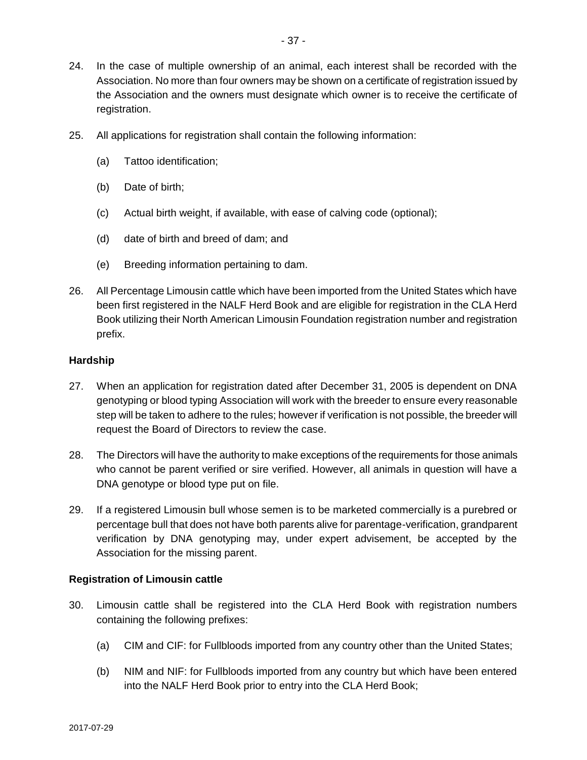24. In the case of multiple ownership of an animal, each interest shall be recorded with the Association. No more than four owners may be shown on a certificate of registration issued by the Association and the owners must designate which owner is to receive the certificate of registration.

25. All applications for registration shall contain the following information:

    (a) Tattoo identification;

    (b) Date of birth;

    (c) Actual birth weight, if available, with ease of calving code (optional);

    (d) date of birth and breed of dam; and

    (e) Breeding information pertaining to dam.

26. All Percentage Limousin cattle which have been imported from the United States which have been first registered in the NALF Herd Book and are eligible for registration in the CLA Herd Book utilizing their North American Limousin Foundation registration number and registration prefix.

**Hardship**

27. When an application for registration dated after December 31, 2005 is dependent on DNA genotyping or blood typing Association will work with the breeder to ensure every reasonable step will be taken to adhere to the rules; however if verification is not possible, the breeder will request the Board of Directors to review the case.

28. The Directors will have the authority to make exceptions of the requirements for those animals who cannot be parent verified or sire verified. However, all animals in question will have a DNA genotype or blood type put on file.

29. If a registered Limousin bull whose semen is to be marketed commercially is a purebred or percentage bull that does not have both parents alive for parentage-verification, grandparent verification by DNA genotyping may, under expert advisement, be accepted by the Association for the missing parent.

**Registration of Limousin cattle**

30. Limousin cattle shall be registered into the CLA Herd Book with registration numbers containing the following prefixes:

    (a) CIM and CIF: for Fullbloods imported from any country other than the United States;

    (b) NIM and NIF: for Fullbloods imported from any country but which have been entered into the NALF Herd Book prior to entry into the CLA Herd Book;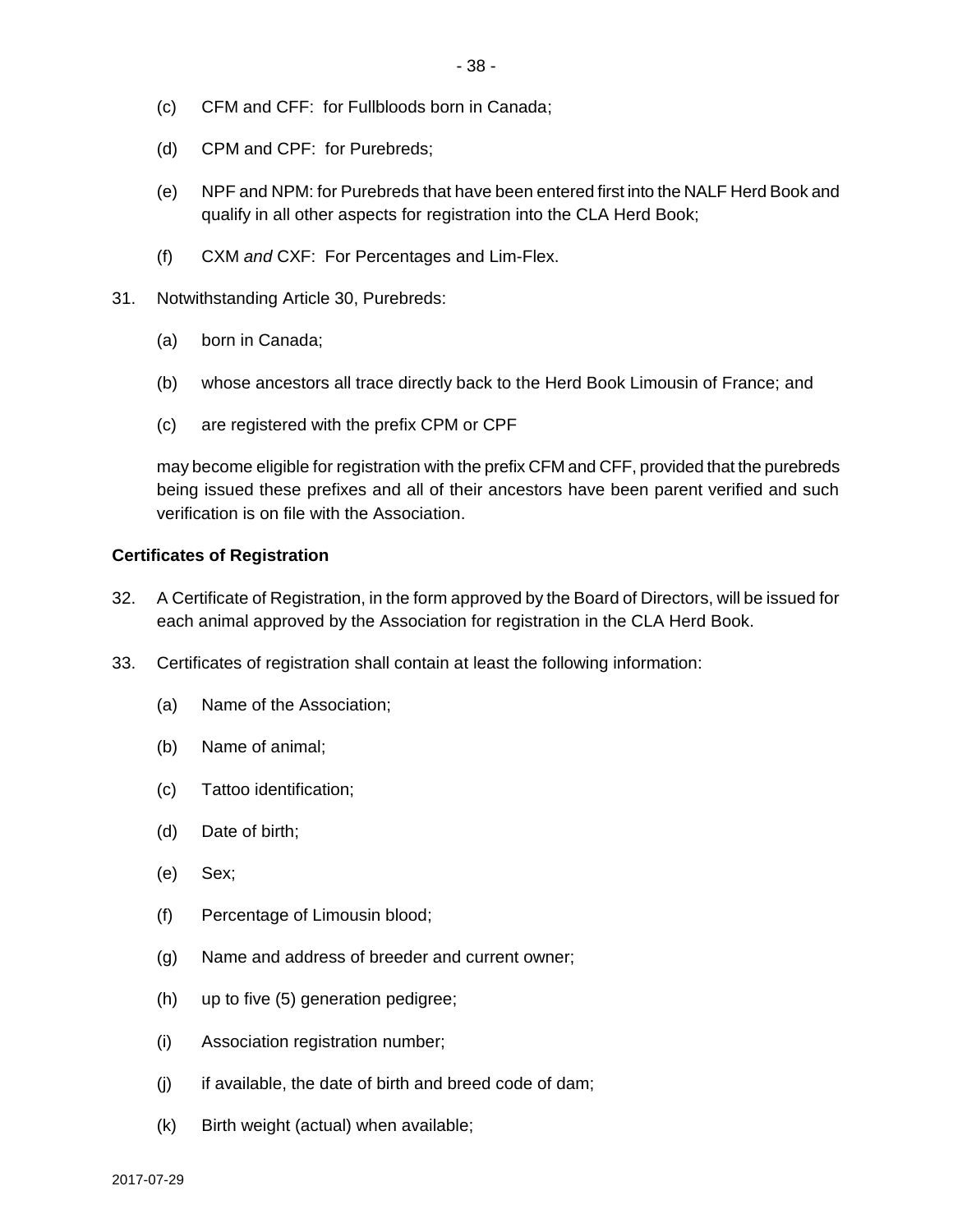(c) CFM and CFF: for Fullbloods born in Canada;

(d) CPM and CPF: for Purebreds;

(e) NPF and NPM: for Purebreds that have been entered first into the NALF Herd Book and qualify in all other aspects for registration into the CLA Herd Book;

(f) CXM *and* CXF: For Percentages and Lim-Flex.

31. Notwithstanding Article 30, Purebreds:

(a) born in Canada;

(b) whose ancestors all trace directly back to the Herd Book Limousin of France; and

(c) are registered with the prefix CPM or CPF

may become eligible for registration with the prefix CFM and CFF, provided that the purebreds being issued these prefixes and all of their ancestors have been parent verified and such verification is on file with the Association.

**Certificates of Registration**

32. A Certificate of Registration, in the form approved by the Board of Directors, will be issued for each animal approved by the Association for registration in the CLA Herd Book.

33. Certificates of registration shall contain at least the following information:

(a) Name of the Association;

(b) Name of animal;

(c) Tattoo identification;

(d) Date of birth;

(e) Sex;

(f) Percentage of Limousin blood;

(g) Name and address of breeder and current owner;

(h) up to five (5) generation pedigree;

(i) Association registration number;

(j) if available, the date of birth and breed code of dam;

(k) Birth weight (actual) when available;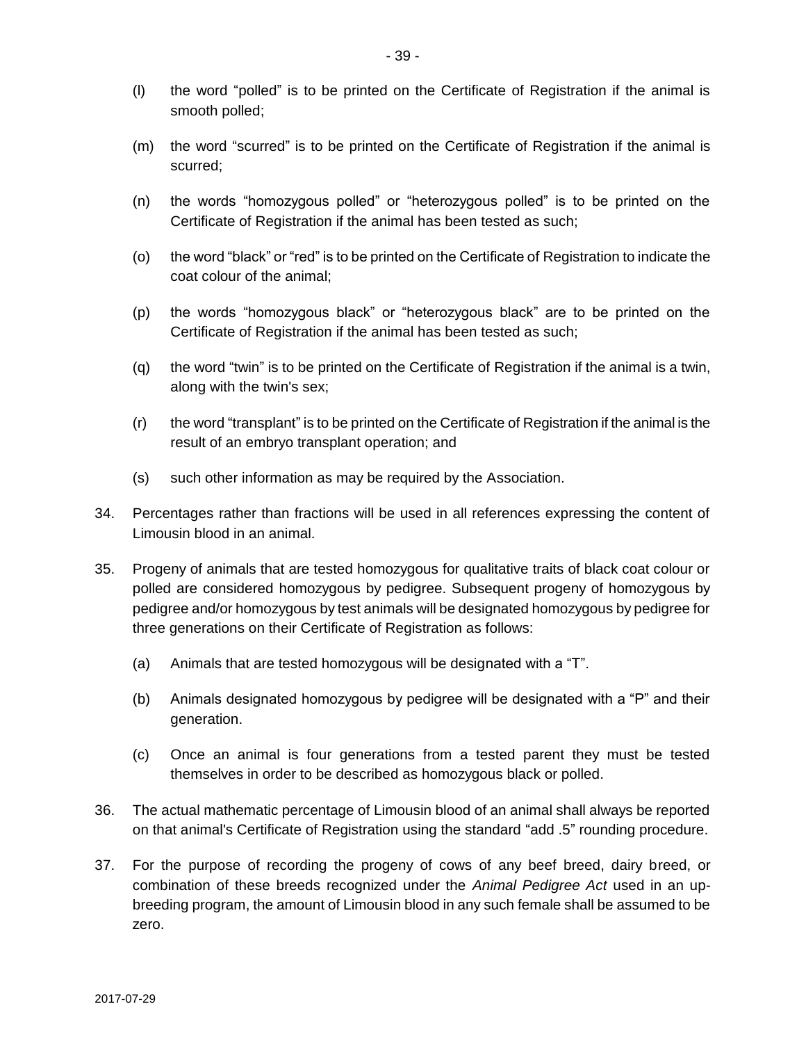(l) the word “polled” is to be printed on the Certificate of Registration if the animal is smooth polled;

(m) the word “scurred” is to be printed on the Certificate of Registration if the animal is scurred;

(n) the words “homozygous polled” or “heterozygous polled” is to be printed on the Certificate of Registration if the animal has been tested as such;

(o) the word “black” or “red” is to be printed on the Certificate of Registration to indicate the coat colour of the animal;

(p) the words “homozygous black” or “heterozygous black” are to be printed on the Certificate of Registration if the animal has been tested as such;

(q) the word “twin” is to be printed on the Certificate of Registration if the animal is a twin, along with the twin's sex;

(r) the word “transplant” is to be printed on the Certificate of Registration if the animal is the result of an embryo transplant operation; and

(s) such other information as may be required by the Association.

34. Percentages rather than fractions will be used in all references expressing the content of Limousin blood in an animal.

35. Progeny of animals that are tested homozygous for qualitative traits of black coat colour or polled are considered homozygous by pedigree. Subsequent progeny of homozygous by pedigree and/or homozygous by test animals will be designated homozygous by pedigree for three generations on their Certificate of Registration as follows:

    (a) Animals that are tested homozygous will be designated with a “T”.

    (b) Animals designated homozygous by pedigree will be designated with a “P” and their generation.

    (c) Once an animal is four generations from a tested parent they must be tested themselves in order to be described as homozygous black or polled.

36. The actual mathematic percentage of Limousin blood of an animal shall always be reported on that animal's Certificate of Registration using the standard “add .5” rounding procedure.

37. For the purpose of recording the progeny of cows of any beef breed, dairy breed, or combination of these breeds recognized under the *Animal Pedigree Act* used in an up-breeding program, the amount of Limousin blood in any such female shall be assumed to be zero.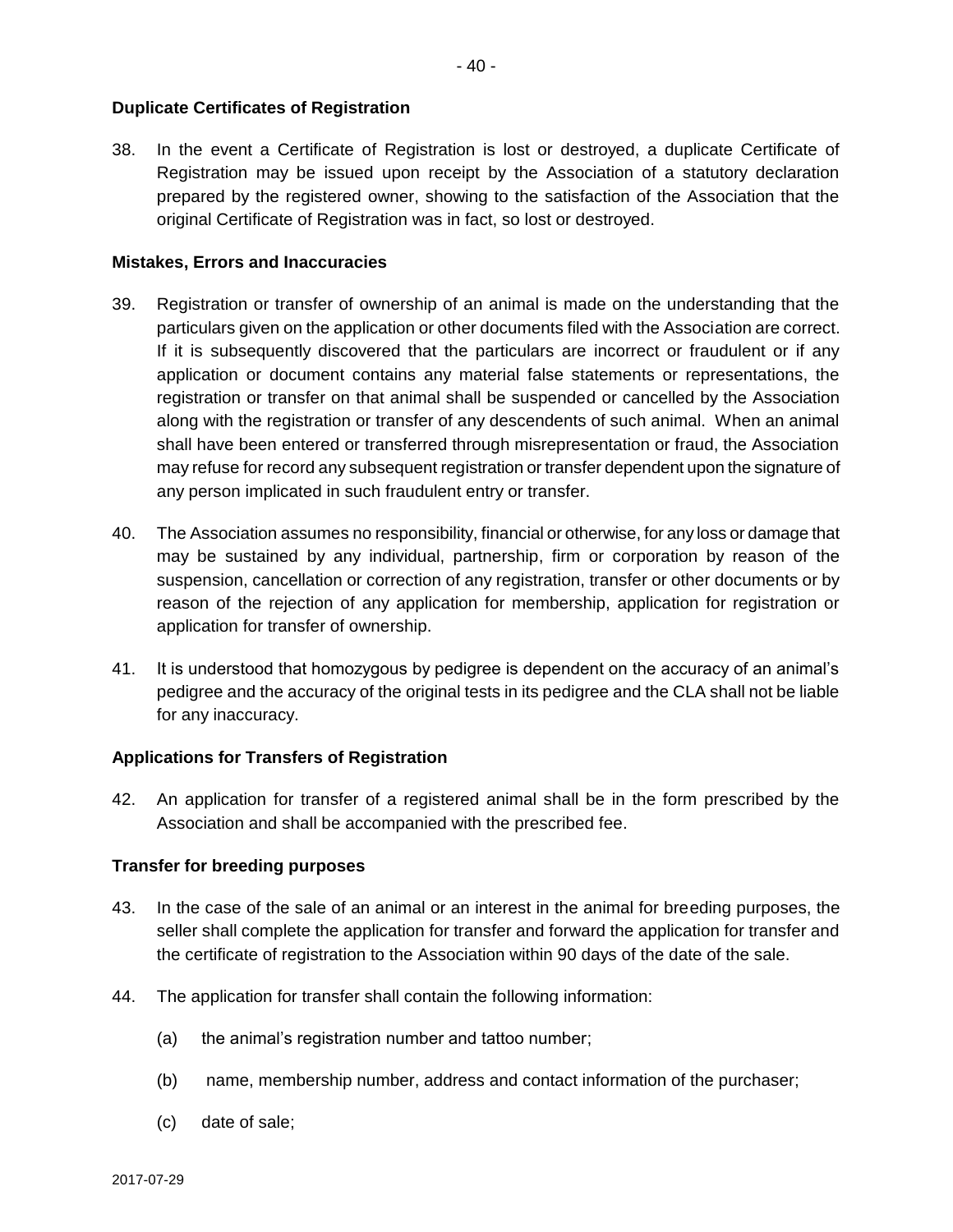### Duplicate Certificates of Registration

38. In the event a Certificate of Registration is lost or destroyed, a duplicate Certificate of Registration may be issued upon receipt by the Association of a statutory declaration prepared by the registered owner, showing to the satisfaction of the Association that the original Certificate of Registration was in fact, so lost or destroyed.

### Mistakes, Errors and Inaccuracies

39. Registration or transfer of ownership of an animal is made on the understanding that the particulars given on the application or other documents filed with the Association are correct. If it is subsequently discovered that the particulars are incorrect or fraudulent or if any application or document contains any material false statements or representations, the registration or transfer on that animal shall be suspended or cancelled by the Association along with the registration or transfer of any descendents of such animal. When an animal shall have been entered or transferred through misrepresentation or fraud, the Association may refuse for record any subsequent registration or transfer dependent upon the signature of any person implicated in such fraudulent entry or transfer.

40. The Association assumes no responsibility, financial or otherwise, for any loss or damage that may be sustained by any individual, partnership, firm or corporation by reason of the suspension, cancellation or correction of any registration, transfer or other documents or by reason of the rejection of any application for membership, application for registration or application for transfer of ownership.

41. It is understood that homozygous by pedigree is dependent on the accuracy of an animal's pedigree and the accuracy of the original tests in its pedigree and the CLA shall not be liable for any inaccuracy.

### Applications for Transfers of Registration

42. An application for transfer of a registered animal shall be in the form prescribed by the Association and shall be accompanied with the prescribed fee.

### Transfer for breeding purposes

43. In the case of the sale of an animal or an interest in the animal for breeding purposes, the seller shall complete the application for transfer and forward the application for transfer and the certificate of registration to the Association within 90 days of the date of the sale.

44. The application for transfer shall contain the following information:

    (a) the animal's registration number and tattoo number;

    (b) name, membership number, address and contact information of the purchaser;

    (c) date of sale;

2017-07-29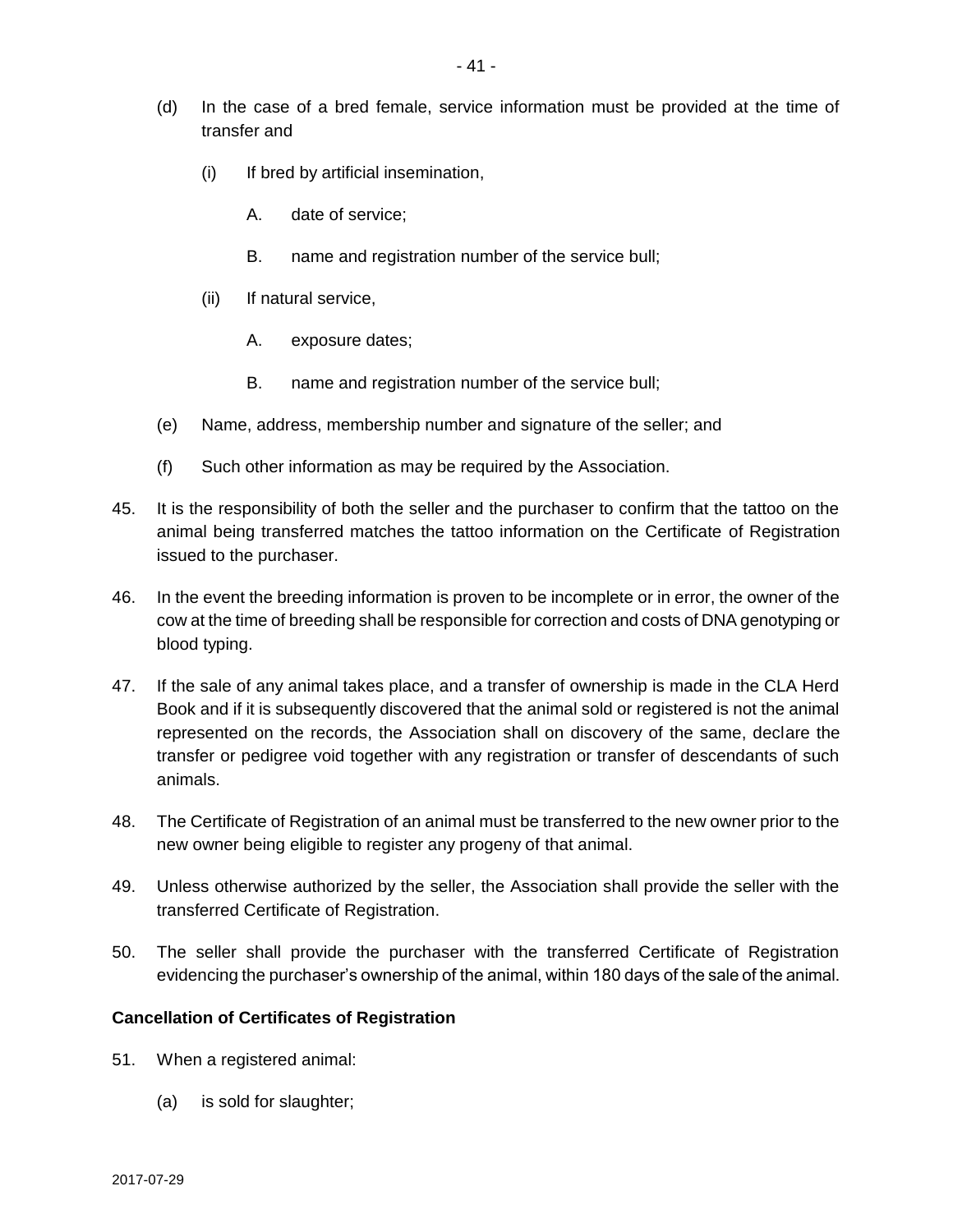(d) In the case of a bred female, service information must be provided at the time of transfer and

   (i) If bred by artificial insemination,

      A. date of service;

      B. name and registration number of the service bull;

   (ii) If natural service,

      A. exposure dates;

      B. name and registration number of the service bull;

(e) Name, address, membership number and signature of the seller; and

(f) Such other information as may be required by the Association.

45. It is the responsibility of both the seller and the purchaser to confirm that the tattoo on the animal being transferred matches the tattoo information on the Certificate of Registration issued to the purchaser.

46. In the event the breeding information is proven to be incomplete or in error, the owner of the cow at the time of breeding shall be responsible for correction and costs of DNA genotyping or blood typing.

47. If the sale of any animal takes place, and a transfer of ownership is made in the CLA Herd Book and if it is subsequently discovered that the animal sold or registered is not the animal represented on the records, the Association shall on discovery of the same, declare the transfer or pedigree void together with any registration or transfer of descendants of such animals.

48. The Certificate of Registration of an animal must be transferred to the new owner prior to the new owner being eligible to register any progeny of that animal.

49. Unless otherwise authorized by the seller, the Association shall provide the seller with the transferred Certificate of Registration.

50. The seller shall provide the purchaser with the transferred Certificate of Registration evidencing the purchaser's ownership of the animal, within 180 days of the sale of the animal.

**Cancellation of Certificates of Registration**

51. When a registered animal:

   (a) is sold for slaughter;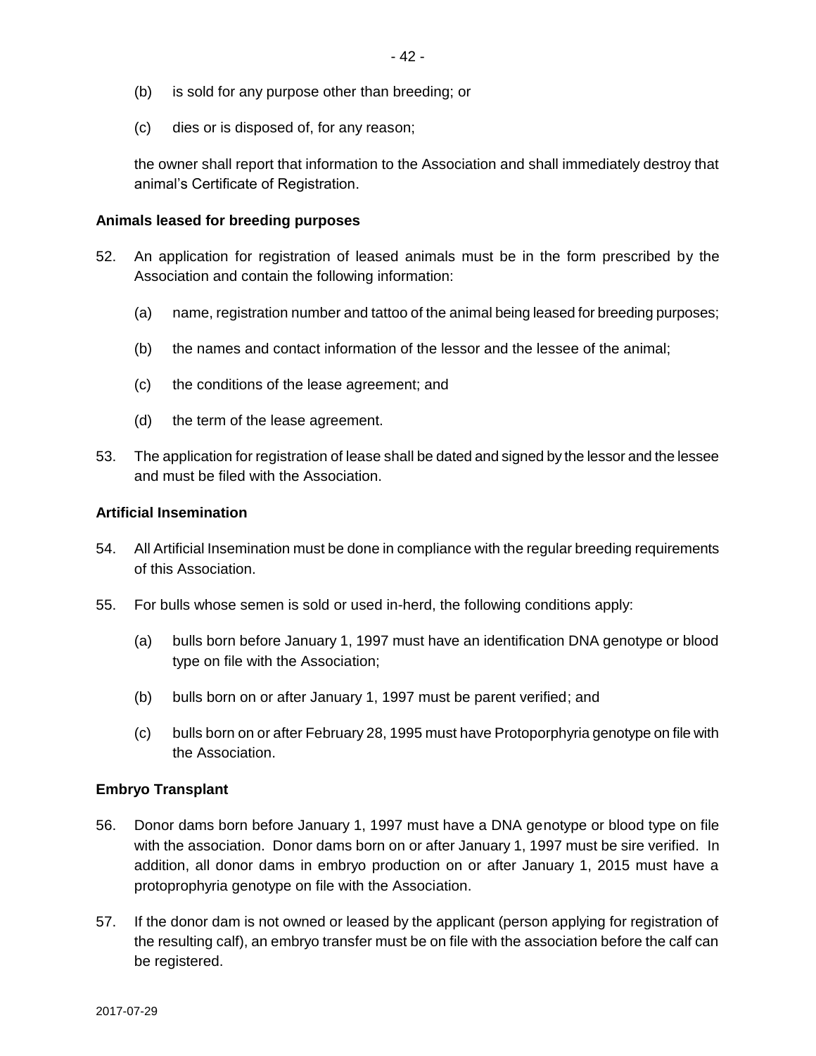(b) is sold for any purpose other than breeding; or

(c) dies or is disposed of, for any reason;

the owner shall report that information to the Association and shall immediately destroy that animal's Certificate of Registration.

**Animals leased for breeding purposes**

52. An application for registration of leased animals must be in the form prescribed by the Association and contain the following information:

    (a) name, registration number and tattoo of the animal being leased for breeding purposes;

    (b) the names and contact information of the lessor and the lessee of the animal;

    (c) the conditions of the lease agreement; and

    (d) the term of the lease agreement.

53. The application for registration of lease shall be dated and signed by the lessor and the lessee and must be filed with the Association.

**Artificial Insemination**

54. All Artificial Insemination must be done in compliance with the regular breeding requirements of this Association.

55. For bulls whose semen is sold or used in-herd, the following conditions apply:

    (a) bulls born before January 1, 1997 must have an identification DNA genotype or blood type on file with the Association;

    (b) bulls born on or after January 1, 1997 must be parent verified; and

    (c) bulls born on or after February 28, 1995 must have Protoporphyria genotype on file with the Association.

**Embryo Transplant**

56. Donor dams born before January 1, 1997 must have a DNA genotype or blood type on file with the association. Donor dams born on or after January 1, 1997 must be sire verified. In addition, all donor dams in embryo production on or after January 1, 2015 must have a protoprophyria genotype on file with the Association.

57. If the donor dam is not owned or leased by the applicant (person applying for registration of the resulting calf), an embryo transfer must be on file with the association before the calf can be registered.

2017-07-29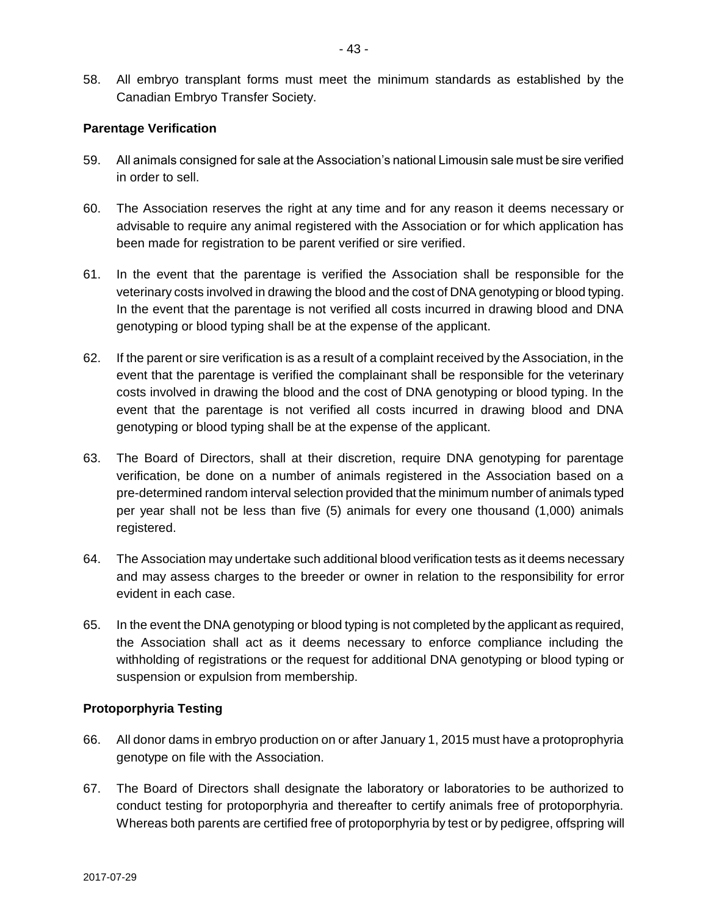58. All embryo transplant forms must meet the minimum standards as established by the Canadian Embryo Transfer Society.

**Parentage Verification**

59. All animals consigned for sale at the Association's national Limousin sale must be sire verified in order to sell.

60. The Association reserves the right at any time and for any reason it deems necessary or advisable to require any animal registered with the Association or for which application has been made for registration to be parent verified or sire verified.

61. In the event that the parentage is verified the Association shall be responsible for the veterinary costs involved in drawing the blood and the cost of DNA genotyping or blood typing. In the event that the parentage is not verified all costs incurred in drawing blood and DNA genotyping or blood typing shall be at the expense of the applicant.

62. If the parent or sire verification is as a result of a complaint received by the Association, in the event that the parentage is verified the complainant shall be responsible for the veterinary costs involved in drawing the blood and the cost of DNA genotyping or blood typing. In the event that the parentage is not verified all costs incurred in drawing blood and DNA genotyping or blood typing shall be at the expense of the applicant.

63. The Board of Directors, shall at their discretion, require DNA genotyping for parentage verification, be done on a number of animals registered in the Association based on a pre-determined random interval selection provided that the minimum number of animals typed per year shall not be less than five (5) animals for every one thousand (1,000) animals registered.

64. The Association may undertake such additional blood verification tests as it deems necessary and may assess charges to the breeder or owner in relation to the responsibility for error evident in each case.

65. In the event the DNA genotyping or blood typing is not completed by the applicant as required, the Association shall act as it deems necessary to enforce compliance including the withholding of registrations or the request for additional DNA genotyping or blood typing or suspension or expulsion from membership.

**Protoporphyria Testing**

66. All donor dams in embryo production on or after January 1, 2015 must have a protoprophyria genotype on file with the Association.

67. The Board of Directors shall designate the laboratory or laboratories to be authorized to conduct testing for protoporphyria and thereafter to certify animals free of protoporphyria. Whereas both parents are certified free of protoporphyria by test or by pedigree, offspring will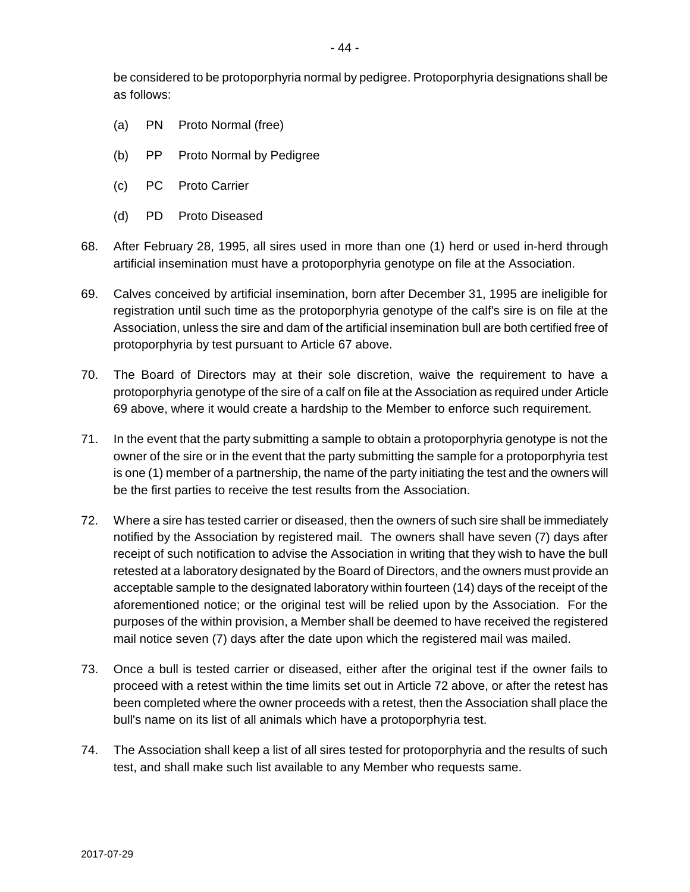be considered to be protoporphyria normal by pedigree. Protoporphyria designations shall be as follows:

(a) PN Proto Normal (free)

(b) PP Proto Normal by Pedigree

(c) PC Proto Carrier

(d) PD Proto Diseased

68. After February 28, 1995, all sires used in more than one (1) herd or used in-herd through artificial insemination must have a protoporphyria genotype on file at the Association.

69. Calves conceived by artificial insemination, born after December 31, 1995 are ineligible for registration until such time as the protoporphyria genotype of the calf's sire is on file at the Association, unless the sire and dam of the artificial insemination bull are both certified free of protoporphyria by test pursuant to Article 67 above.

70. The Board of Directors may at their sole discretion, waive the requirement to have a protoporphyria genotype of the sire of a calf on file at the Association as required under Article 69 above, where it would create a hardship to the Member to enforce such requirement.

71. In the event that the party submitting a sample to obtain a protoporphyria genotype is not the owner of the sire or in the event that the party submitting the sample for a protoporphyria test is one (1) member of a partnership, the name of the party initiating the test and the owners will be the first parties to receive the test results from the Association.

72. Where a sire has tested carrier or diseased, then the owners of such sire shall be immediately notified by the Association by registered mail. The owners shall have seven (7) days after receipt of such notification to advise the Association in writing that they wish to have the bull retested at a laboratory designated by the Board of Directors, and the owners must provide an acceptable sample to the designated laboratory within fourteen (14) days of the receipt of the aforementioned notice; or the original test will be relied upon by the Association. For the purposes of the within provision, a Member shall be deemed to have received the registered mail notice seven (7) days after the date upon which the registered mail was mailed.

73. Once a bull is tested carrier or diseased, either after the original test if the owner fails to proceed with a retest within the time limits set out in Article 72 above, or after the retest has been completed where the owner proceeds with a retest, then the Association shall place the bull's name on its list of all animals which have a protoporphyria test.

74. The Association shall keep a list of all sires tested for protoporphyria and the results of such test, and shall make such list available to any Member who requests same.

2017-07-29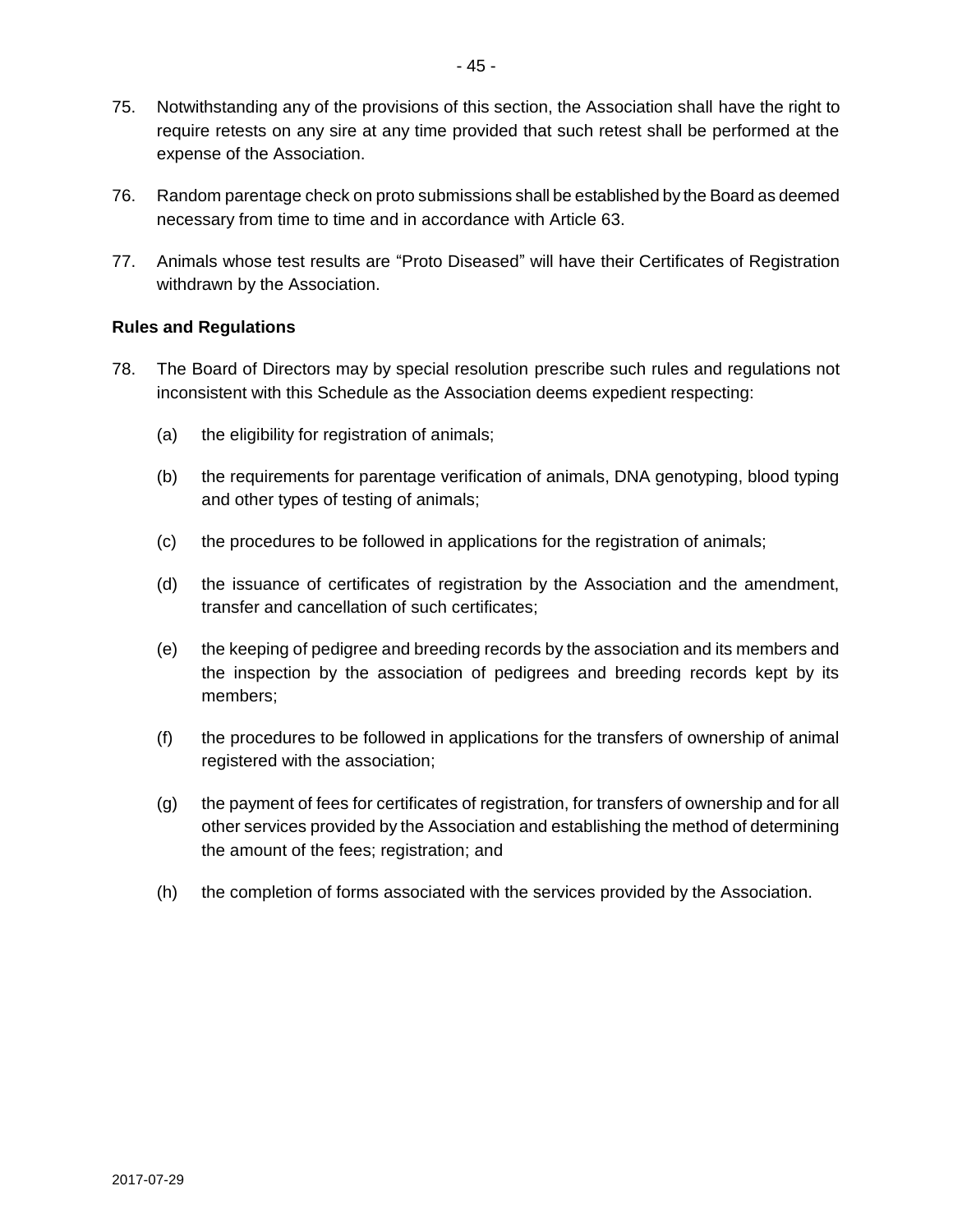75. Notwithstanding any of the provisions of this section, the Association shall have the right to require retests on any sire at any time provided that such retest shall be performed at the expense of the Association.

76. Random parentage check on proto submissions shall be established by the Board as deemed necessary from time to time and in accordance with Article 63.

77. Animals whose test results are "Proto Diseased" will have their Certificates of Registration withdrawn by the Association.

**Rules and Regulations**

78. The Board of Directors may by special resolution prescribe such rules and regulations not inconsistent with this Schedule as the Association deems expedient respecting:

    (a) the eligibility for registration of animals;

    (b) the requirements for parentage verification of animals, DNA genotyping, blood typing and other types of testing of animals;

    (c) the procedures to be followed in applications for the registration of animals;

    (d) the issuance of certificates of registration by the Association and the amendment, transfer and cancellation of such certificates;

    (e) the keeping of pedigree and breeding records by the association and its members and the inspection by the association of pedigrees and breeding records kept by its members;

    (f) the procedures to be followed in applications for the transfers of ownership of animal registered with the association;

    (g) the payment of fees for certificates of registration, for transfers of ownership and for all other services provided by the Association and establishing the method of determining the amount of the fees; registration; and

    (h) the completion of forms associated with the services provided by the Association.

2017-07-29